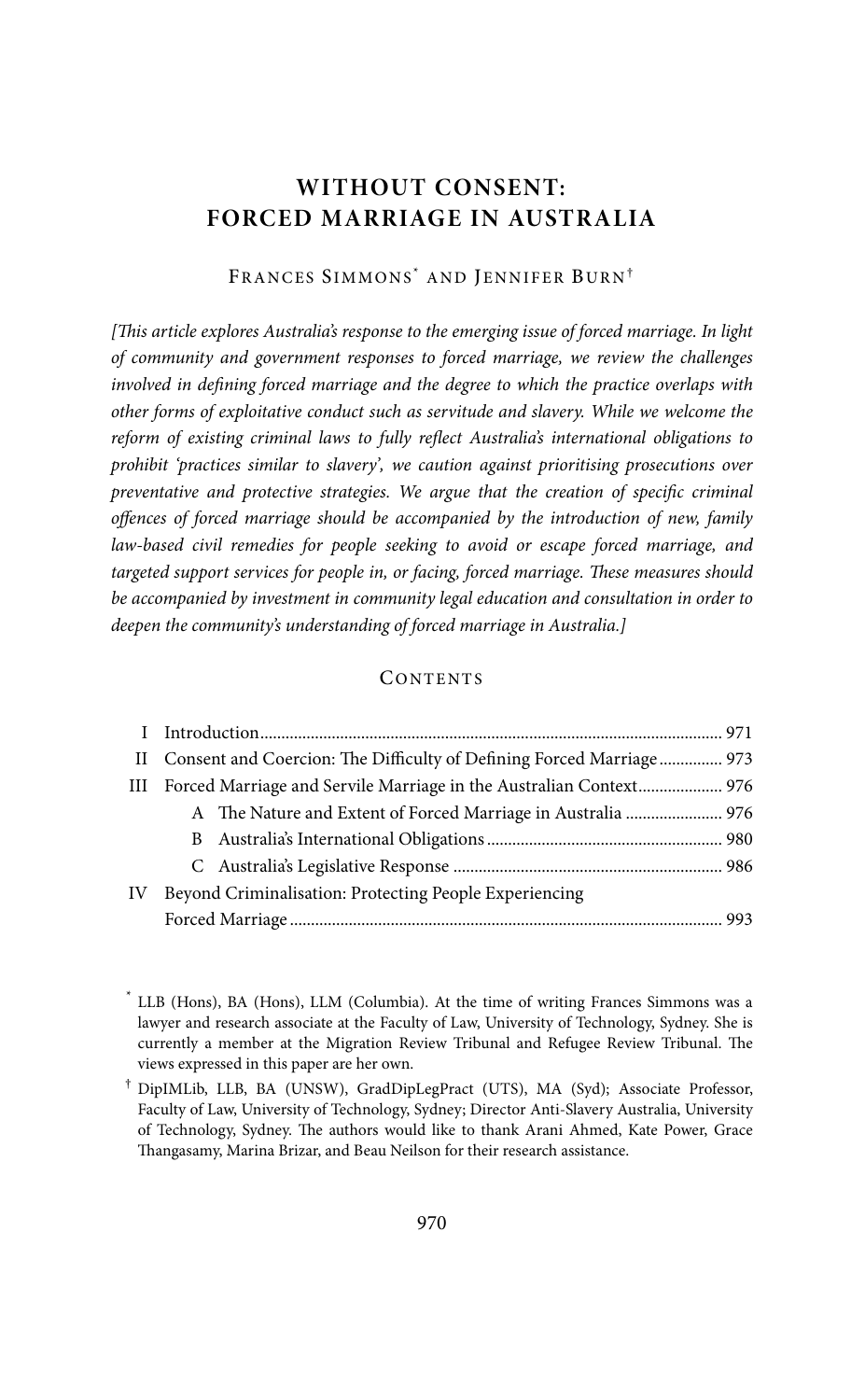# WITHOUT CONSENT: FORCED MARRIAGE IN AUSTRALIA

FRANCES SIMMONS[*] AND JENNIFER BURN[†]

*[This article explores Australia's response to the emerging issue of forced marriage. In light of community and government responses to forced marriage, we review the challenges involved in defining forced marriage and the degree to which the practice overlaps with other forms of exploitative conduct such as servitude and slavery. While we welcome the reform of existing criminal laws to fully reflect Australia's international obligations to prohibit 'practices similar to slavery', we caution against prioritising prosecutions over preventative and protective strategies. We argue that the creation of specific criminal offences of forced marriage should be accompanied by the introduction of new, family law-based civil remedies for people seeking to avoid or escape forced marriage, and targeted support services for people in, or facing, forced marriage. These measures should be accompanied by investment in community legal education and consultation in order to deepen the community's understanding of forced marriage in Australia.]*

## CONTENTS

- I Introduction ... 971
- II Consent and Coercion: The Difficulty of Defining Forced Marriage ... 973
- III Forced Marriage and Servile Marriage in the Australian Context ... 976
  - A The Nature and Extent of Forced Marriage in Australia ... 976
  - B Australia's International Obligations ... 980
  - C Australia's Legislative Response ... 986
- IV Beyond Criminalisation: Protecting People Experiencing Forced Marriage ... 993

[*] LLB (Hons), BA (Hons), LLM (Columbia). At the time of writing Frances Simmons was a lawyer and research associate at the Faculty of Law, University of Technology, Sydney. She is currently a member at the Migration Review Tribunal and Refugee Review Tribunal. The views expressed in this paper are her own.

[†] DipIMLib, LLB, BA (UNSW), GradDipLegPract (UTS), MA (Syd); Associate Professor, Faculty of Law, University of Technology, Sydney; Director Anti-Slavery Australia, University of Technology, Sydney. The authors would like to thank Arani Ahmed, Kate Power, Grace Thangasamy, Marina Brizar, and Beau Neilson for their research assistance.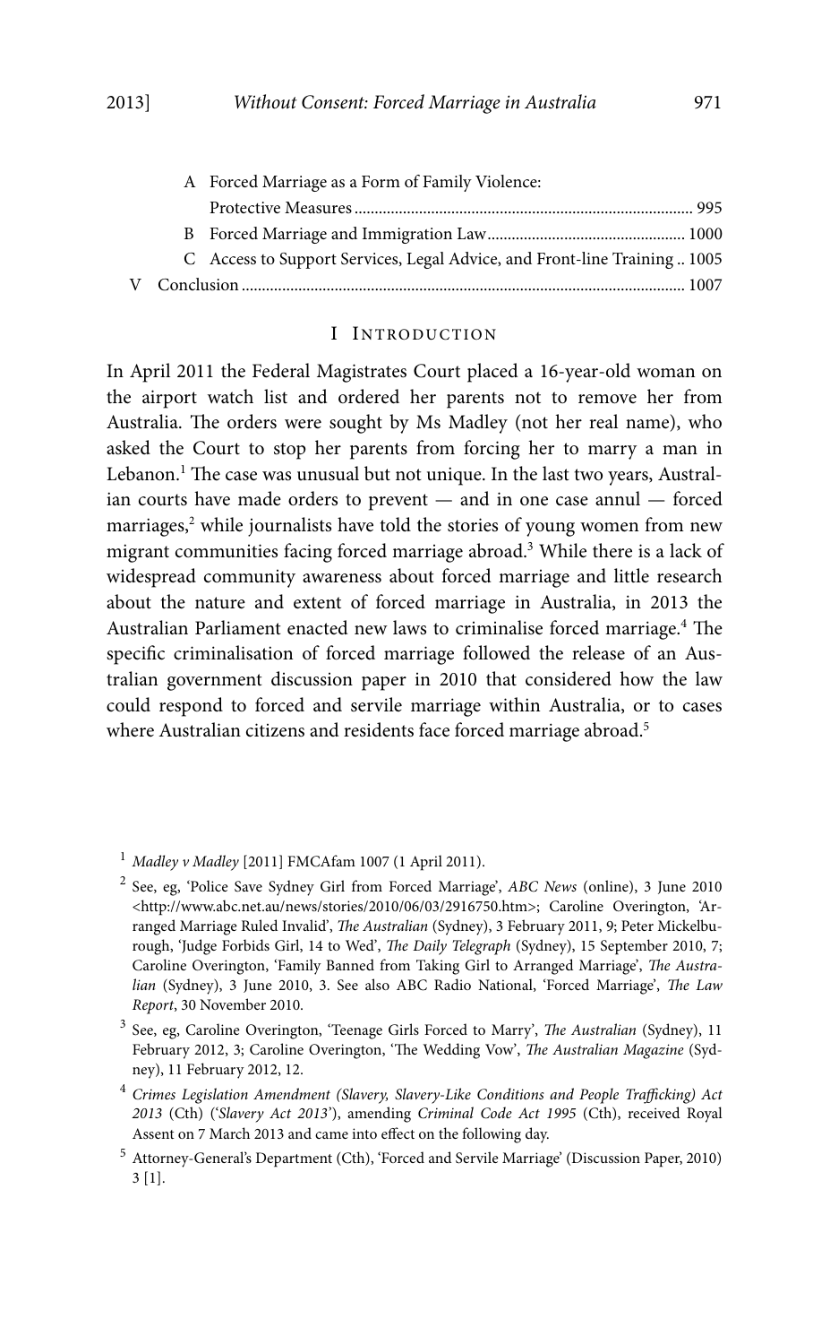A Forced Marriage as a Form of Family Violence: Protective Measures ... 995
B Forced Marriage and Immigration Law ... 1000
C Access to Support Services, Legal Advice, and Front-line Training .. 1005

V Conclusion ... 1007

## I INTRODUCTION

In April 2011 the Federal Magistrates Court placed a 16-year-old woman on the airport watch list and ordered her parents not to remove her from Australia. The orders were sought by Ms Madley (not her real name), who asked the Court to stop her parents from forcing her to marry a man in Lebanon.[1] The case was unusual but not unique. In the last two years, Australian courts have made orders to prevent — and in one case annul — forced marriages,[2] while journalists have told the stories of young women from new migrant communities facing forced marriage abroad.[3] While there is a lack of widespread community awareness about forced marriage and little research about the nature and extent of forced marriage in Australia, in 2013 the Australian Parliament enacted new laws to criminalise forced marriage.[4] The specific criminalisation of forced marriage followed the release of an Australian government discussion paper in 2010 that considered how the law could respond to forced and servile marriage within Australia, or to cases where Australian citizens and residents face forced marriage abroad.[5]

---

[1] *Madley v Madley* [2011] FMCAfam 1007 (1 April 2011).

[2] See, eg, 'Police Save Sydney Girl from Forced Marriage', *ABC News* (online), 3 June 2010 <http://www.abc.net.au/news/stories/2010/06/03/2916750.htm>; Caroline Overington, 'Arranged Marriage Ruled Invalid', *The Australian* (Sydney), 3 February 2011, 9; Peter Mickelburough, 'Judge Forbids Girl, 14 to Wed', *The Daily Telegraph* (Sydney), 15 September 2010, 7; Caroline Overington, 'Family Banned from Taking Girl to Arranged Marriage', *The Australian* (Sydney), 3 June 2010, 3. See also ABC Radio National, 'Forced Marriage', *The Law Report*, 30 November 2010.

[3] See, eg, Caroline Overington, 'Teenage Girls Forced to Marry', *The Australian* (Sydney), 11 February 2012, 3; Caroline Overington, 'The Wedding Vow', *The Australian Magazine* (Sydney), 11 February 2012, 12.

[4] *Crimes Legislation Amendment (Slavery, Slavery-Like Conditions and People Trafficking) Act 2013* (Cth) ('*Slavery Act 2013*'), amending *Criminal Code Act 1995* (Cth), received Royal Assent on 7 March 2013 and came into effect on the following day.

[5] Attorney-General's Department (Cth), 'Forced and Servile Marriage' (Discussion Paper, 2010) 3 [1].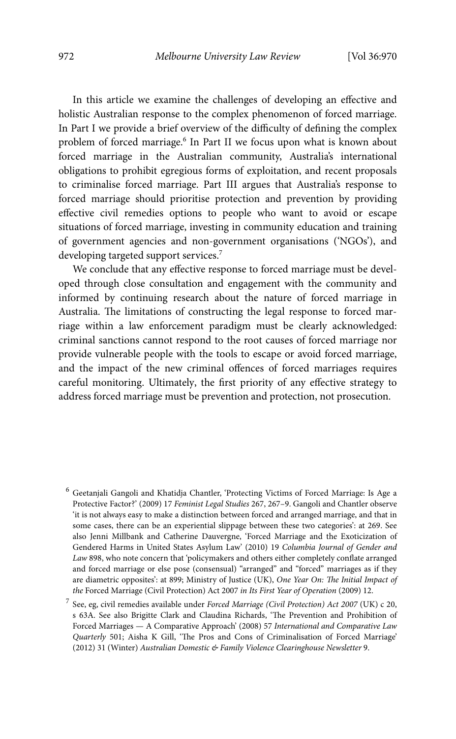In this article we examine the challenges of developing an effective and holistic Australian response to the complex phenomenon of forced marriage. In Part I we provide a brief overview of the difficulty of defining the complex problem of forced marriage.[6] In Part II we focus upon what is known about forced marriage in the Australian community, Australia's international obligations to prohibit egregious forms of exploitation, and recent proposals to criminalise forced marriage. Part III argues that Australia's response to forced marriage should prioritise protection and prevention by providing effective civil remedies options to people who want to avoid or escape situations of forced marriage, investing in community education and training of government agencies and non-government organisations ('NGOs'), and developing targeted support services.[7]

We conclude that any effective response to forced marriage must be developed through close consultation and engagement with the community and informed by continuing research about the nature of forced marriage in Australia. The limitations of constructing the legal response to forced marriage within a law enforcement paradigm must be clearly acknowledged: criminal sanctions cannot respond to the root causes of forced marriage nor provide vulnerable people with the tools to escape or avoid forced marriage, and the impact of the new criminal offences of forced marriages requires careful monitoring. Ultimately, the first priority of any effective strategy to address forced marriage must be prevention and protection, not prosecution.

---

[6] Geetanjali Gangoli and Khatidja Chantler, 'Protecting Victims of Forced Marriage: Is Age a Protective Factor?' (2009) 17 *Feminist Legal Studies* 267, 267–9. Gangoli and Chantler observe 'it is not always easy to make a distinction between forced and arranged marriage, and that in some cases, there can be an experiential slippage between these two categories': at 269. See also Jenni Millbank and Catherine Dauvergne, 'Forced Marriage and the Exoticization of Gendered Harms in United States Asylum Law' (2010) 19 *Columbia Journal of Gender and Law* 898, who note concern that 'policymakers and others either completely conflate arranged and forced marriage or else pose (consensual) "arranged" and "forced" marriages as if they are diametric opposites': at 899; Ministry of Justice (UK), *One Year On: The Initial Impact of the* Forced Marriage (Civil Protection) Act 2007 *in Its First Year of Operation* (2009) 12.

[7] See, eg, civil remedies available under *Forced Marriage (Civil Protection) Act 2007* (UK) c 20, s 63A. See also Brigitte Clark and Claudina Richards, 'The Prevention and Prohibition of Forced Marriages — A Comparative Approach' (2008) 57 *International and Comparative Law Quarterly* 501; Aisha K Gill, 'The Pros and Cons of Criminalisation of Forced Marriage' (2012) 31 (Winter) *Australian Domestic & Family Violence Clearinghouse Newsletter* 9.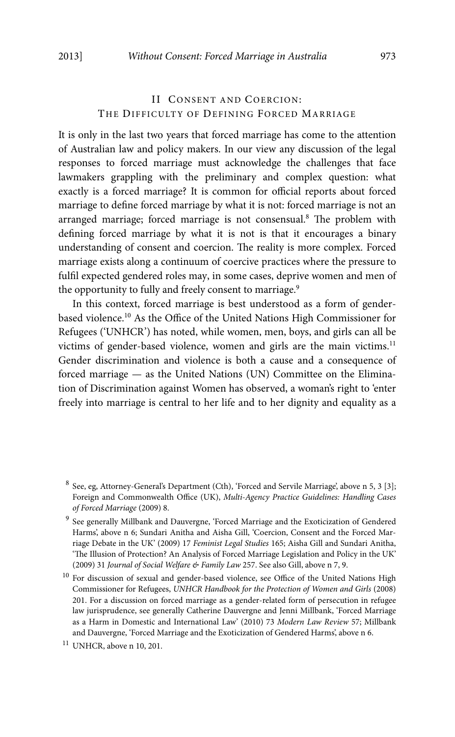## II CONSENT AND COERCION: THE DIFFICULTY OF DEFINING FORCED MARRIAGE

It is only in the last two years that forced marriage has come to the attention of Australian law and policy makers. In our view any discussion of the legal responses to forced marriage must acknowledge the challenges that face lawmakers grappling with the preliminary and complex question: what exactly is a forced marriage? It is common for official reports about forced marriage to define forced marriage by what it is not: forced marriage is not an arranged marriage; forced marriage is not consensual.[8] The problem with defining forced marriage by what it is not is that it encourages a binary understanding of consent and coercion. The reality is more complex. Forced marriage exists along a continuum of coercive practices where the pressure to fulfil expected gendered roles may, in some cases, deprive women and men of the opportunity to fully and freely consent to marriage.[9]

In this context, forced marriage is best understood as a form of gender-based violence.[10] As the Office of the United Nations High Commissioner for Refugees ('UNHCR') has noted, while women, men, boys, and girls can all be victims of gender-based violence, women and girls are the main victims.[11] Gender discrimination and violence is both a cause and a consequence of forced marriage — as the United Nations (UN) Committee on the Elimination of Discrimination against Women has observed, a woman's right to 'enter freely into marriage is central to her life and to her dignity and equality as a

---

[8] See, eg, Attorney-General's Department (Cth), 'Forced and Servile Marriage', above n 5, 3 [3]; Foreign and Commonwealth Office (UK), *Multi-Agency Practice Guidelines: Handling Cases of Forced Marriage* (2009) 8.

[9] See generally Millbank and Dauvergne, 'Forced Marriage and the Exoticization of Gendered Harms', above n 6; Sundari Anitha and Aisha Gill, 'Coercion, Consent and the Forced Marriage Debate in the UK' (2009) 17 *Feminist Legal Studies* 165; Aisha Gill and Sundari Anitha, 'The Illusion of Protection? An Analysis of Forced Marriage Legislation and Policy in the UK' (2009) 31 *Journal of Social Welfare & Family Law* 257. See also Gill, above n 7, 9.

[10] For discussion of sexual and gender-based violence, see Office of the United Nations High Commissioner for Refugees, *UNHCR Handbook for the Protection of Women and Girls* (2008) 201. For a discussion on forced marriage as a gender-related form of persecution in refugee law jurisprudence, see generally Catherine Dauvergne and Jenni Millbank, 'Forced Marriage as a Harm in Domestic and International Law' (2010) 73 *Modern Law Review* 57; Millbank and Dauvergne, 'Forced Marriage and the Exoticization of Gendered Harms', above n 6.

[11] UNHCR, above n 10, 201.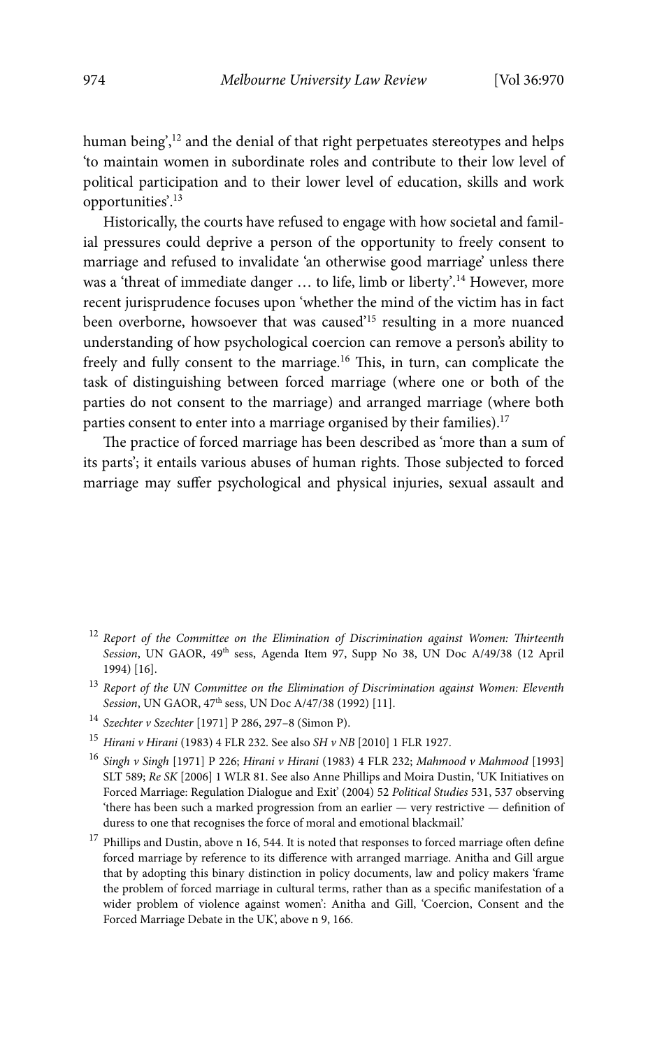human being',[12] and the denial of that right perpetuates stereotypes and helps 'to maintain women in subordinate roles and contribute to their low level of political participation and to their lower level of education, skills and work opportunities'.[13]

Historically, the courts have refused to engage with how societal and familial pressures could deprive a person of the opportunity to freely consent to marriage and refused to invalidate 'an otherwise good marriage' unless there was a 'threat of immediate danger … to life, limb or liberty'.[14] However, more recent jurisprudence focuses upon 'whether the mind of the victim has in fact been overborne, howsoever that was caused'[15] resulting in a more nuanced understanding of how psychological coercion can remove a person's ability to freely and fully consent to the marriage.[16] This, in turn, can complicate the task of distinguishing between forced marriage (where one or both of the parties do not consent to the marriage) and arranged marriage (where both parties consent to enter into a marriage organised by their families).[17]

The practice of forced marriage has been described as 'more than a sum of its parts'; it entails various abuses of human rights. Those subjected to forced marriage may suffer psychological and physical injuries, sexual assault and

---

[12] *Report of the Committee on the Elimination of Discrimination against Women: Thirteenth Session*, UN GAOR, 49th sess, Agenda Item 97, Supp No 38, UN Doc A/49/38 (12 April 1994) [16].

[13] *Report of the UN Committee on the Elimination of Discrimination against Women: Eleventh Session*, UN GAOR, 47th sess, UN Doc A/47/38 (1992) [11].

[14] *Szechter v Szechter* [1971] P 286, 297–8 (Simon P).

[15] *Hirani v Hirani* (1983) 4 FLR 232. See also *SH v NB* [2010] 1 FLR 1927.

[16] *Singh v Singh* [1971] P 226; *Hirani v Hirani* (1983) 4 FLR 232; *Mahmood v Mahmood* [1993] SLT 589; *Re SK* [2006] 1 WLR 81. See also Anne Phillips and Moira Dustin, 'UK Initiatives on Forced Marriage: Regulation Dialogue and Exit' (2004) 52 *Political Studies* 531, 537 observing 'there has been such a marked progression from an earlier — very restrictive — definition of duress to one that recognises the force of moral and emotional blackmail.'

[17] Phillips and Dustin, above n 16, 544. It is noted that responses to forced marriage often define forced marriage by reference to its difference with arranged marriage. Anitha and Gill argue that by adopting this binary distinction in policy documents, law and policy makers 'frame the problem of forced marriage in cultural terms, rather than as a specific manifestation of a wider problem of violence against women': Anitha and Gill, 'Coercion, Consent and the Forced Marriage Debate in the UK', above n 9, 166.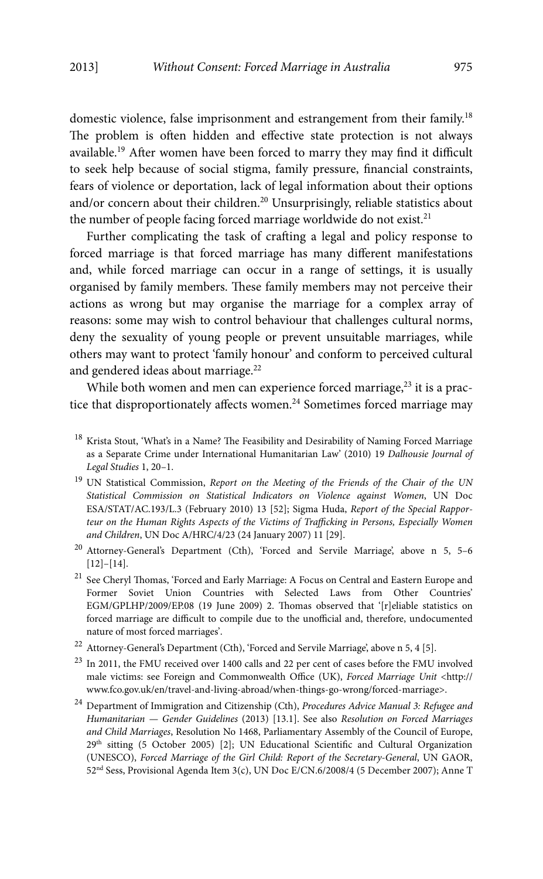domestic violence, false imprisonment and estrangement from their family.[18] The problem is often hidden and effective state protection is not always available.[19] After women have been forced to marry they may find it difficult to seek help because of social stigma, family pressure, financial constraints, fears of violence or deportation, lack of legal information about their options and/or concern about their children.[20] Unsurprisingly, reliable statistics about the number of people facing forced marriage worldwide do not exist.[21]

Further complicating the task of crafting a legal and policy response to forced marriage is that forced marriage has many different manifestations and, while forced marriage can occur in a range of settings, it is usually organised by family members. These family members may not perceive their actions as wrong but may organise the marriage for a complex array of reasons: some may wish to control behaviour that challenges cultural norms, deny the sexuality of young people or prevent unsuitable marriages, while others may want to protect 'family honour' and conform to perceived cultural and gendered ideas about marriage.[22]

While both women and men can experience forced marriage,[23] it is a practice that disproportionately affects women.[24] Sometimes forced marriage may

[18] Krista Stout, 'What's in a Name? The Feasibility and Desirability of Naming Forced Marriage as a Separate Crime under International Humanitarian Law' (2010) 19 *Dalhousie Journal of Legal Studies* 1, 20–1.

[19] UN Statistical Commission, *Report on the Meeting of the Friends of the Chair of the UN Statistical Commission on Statistical Indicators on Violence against Women*, UN Doc ESA/STAT/AC.193/L.3 (February 2010) 13 [52]; Sigma Huda, *Report of the Special Rapporteur on the Human Rights Aspects of the Victims of Trafficking in Persons, Especially Women and Children*, UN Doc A/HRC/4/23 (24 January 2007) 11 [29].

[20] Attorney-General's Department (Cth), 'Forced and Servile Marriage', above n 5, 5–6 [12]–[14].

[21] See Cheryl Thomas, 'Forced and Early Marriage: A Focus on Central and Eastern Europe and Former Soviet Union Countries with Selected Laws from Other Countries' EGM/GPLHP/2009/EP.08 (19 June 2009) 2. Thomas observed that '[r]eliable statistics on forced marriage are difficult to compile due to the unofficial and, therefore, undocumented nature of most forced marriages'.

[22] Attorney-General's Department (Cth), 'Forced and Servile Marriage', above n 5, 4 [5].

[23] In 2011, the FMU received over 1400 calls and 22 per cent of cases before the FMU involved male victims: see Foreign and Commonwealth Office (UK), *Forced Marriage Unit* <http://www.fco.gov.uk/en/travel-and-living-abroad/when-things-go-wrong/forced-marriage>.

[24] Department of Immigration and Citizenship (Cth), *Procedures Advice Manual 3: Refugee and Humanitarian — Gender Guidelines* (2013) [13.1]. See also *Resolution on Forced Marriages and Child Marriages*, Resolution No 1468, Parliamentary Assembly of the Council of Europe, 29th sitting (5 October 2005) [2]; UN Educational Scientific and Cultural Organization (UNESCO), *Forced Marriage of the Girl Child: Report of the Secretary-General*, UN GAOR, 52nd Sess, Provisional Agenda Item 3(c), UN Doc E/CN.6/2008/4 (5 December 2007); Anne T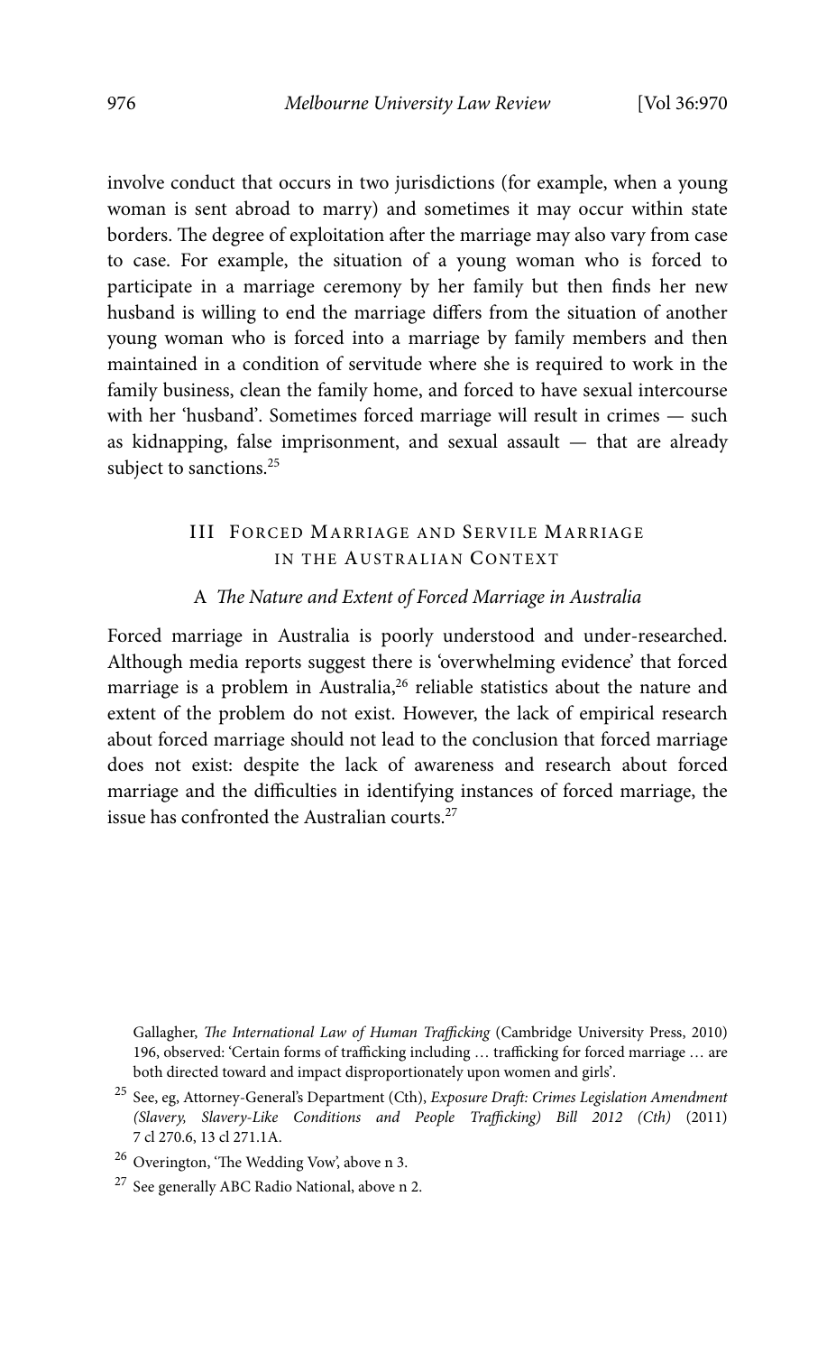involve conduct that occurs in two jurisdictions (for example, when a young woman is sent abroad to marry) and sometimes it may occur within state borders. The degree of exploitation after the marriage may also vary from case to case. For example, the situation of a young woman who is forced to participate in a marriage ceremony by her family but then finds her new husband is willing to end the marriage differs from the situation of another young woman who is forced into a marriage by family members and then maintained in a condition of servitude where she is required to work in the family business, clean the family home, and forced to have sexual intercourse with her 'husband'. Sometimes forced marriage will result in crimes — such as kidnapping, false imprisonment, and sexual assault — that are already subject to sanctions.[25]

## III Forced Marriage and Servile Marriage in the Australian Context

### A *The Nature and Extent of Forced Marriage in Australia*

Forced marriage in Australia is poorly understood and under-researched. Although media reports suggest there is 'overwhelming evidence' that forced marriage is a problem in Australia,[26] reliable statistics about the nature and extent of the problem do not exist. However, the lack of empirical research about forced marriage should not lead to the conclusion that forced marriage does not exist: despite the lack of awareness and research about forced marriage and the difficulties in identifying instances of forced marriage, the issue has confronted the Australian courts.[27]

Gallagher, *The International Law of Human Trafficking* (Cambridge University Press, 2010) 196, observed: 'Certain forms of trafficking including … trafficking for forced marriage … are both directed toward and impact disproportionately upon women and girls'.

[25] See, eg, Attorney-General's Department (Cth), *Exposure Draft: Crimes Legislation Amendment (Slavery, Slavery-Like Conditions and People Trafficking) Bill 2012 (Cth)* (2011) 7 cl 270.6, 13 cl 271.1A.

[26] Overington, 'The Wedding Vow', above n 3.

[27] See generally ABC Radio National, above n 2.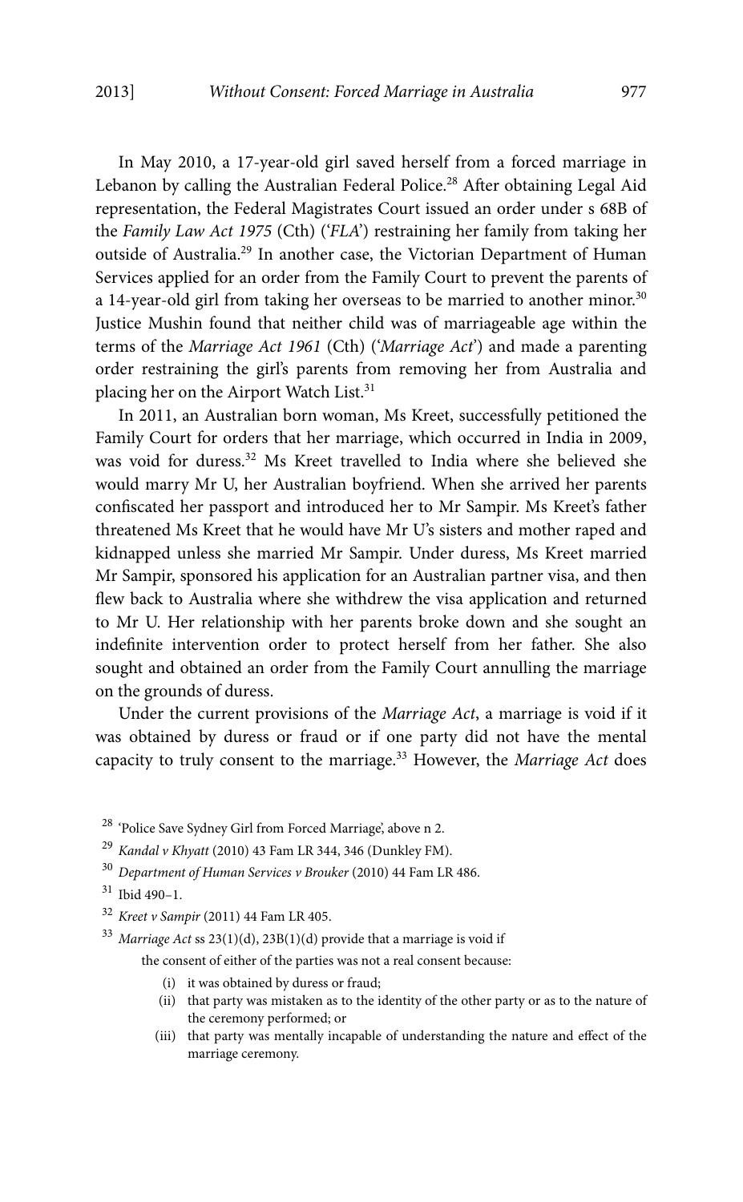In May 2010, a 17-year-old girl saved herself from a forced marriage in Lebanon by calling the Australian Federal Police.[28] After obtaining Legal Aid representation, the Federal Magistrates Court issued an order under s 68B of the *Family Law Act 1975* (Cth) ('*FLA*') restraining her family from taking her outside of Australia.[29] In another case, the Victorian Department of Human Services applied for an order from the Family Court to prevent the parents of a 14-year-old girl from taking her overseas to be married to another minor.[30] Justice Mushin found that neither child was of marriageable age within the terms of the *Marriage Act 1961* (Cth) ('*Marriage Act*') and made a parenting order restraining the girl's parents from removing her from Australia and placing her on the Airport Watch List.[31]

In 2011, an Australian born woman, Ms Kreet, successfully petitioned the Family Court for orders that her marriage, which occurred in India in 2009, was void for duress.[32] Ms Kreet travelled to India where she believed she would marry Mr U, her Australian boyfriend. When she arrived her parents confiscated her passport and introduced her to Mr Sampir. Ms Kreet's father threatened Ms Kreet that he would have Mr U's sisters and mother raped and kidnapped unless she married Mr Sampir. Under duress, Ms Kreet married Mr Sampir, sponsored his application for an Australian partner visa, and then flew back to Australia where she withdrew the visa application and returned to Mr U. Her relationship with her parents broke down and she sought an indefinite intervention order to protect herself from her father. She also sought and obtained an order from the Family Court annulling the marriage on the grounds of duress.

Under the current provisions of the *Marriage Act*, a marriage is void if it was obtained by duress or fraud or if one party did not have the mental capacity to truly consent to the marriage.[33] However, the *Marriage Act* does

---

[28] 'Police Save Sydney Girl from Forced Marriage', above n 2.

[29] *Kandal v Khyatt* (2010) 43 Fam LR 344, 346 (Dunkley FM).

[30] *Department of Human Services v Brouker* (2010) 44 Fam LR 486.

[31] Ibid 490–1.

[32] *Kreet v Sampir* (2011) 44 Fam LR 405.

[33] *Marriage Act* ss 23(1)(d), 23B(1)(d) provide that a marriage is void if

> the consent of either of the parties was not a real consent because:
>
> (i) it was obtained by duress or fraud;
>
> (ii) that party was mistaken as to the identity of the other party or as to the nature of the ceremony performed; or
>
> (iii) that party was mentally incapable of understanding the nature and effect of the marriage ceremony.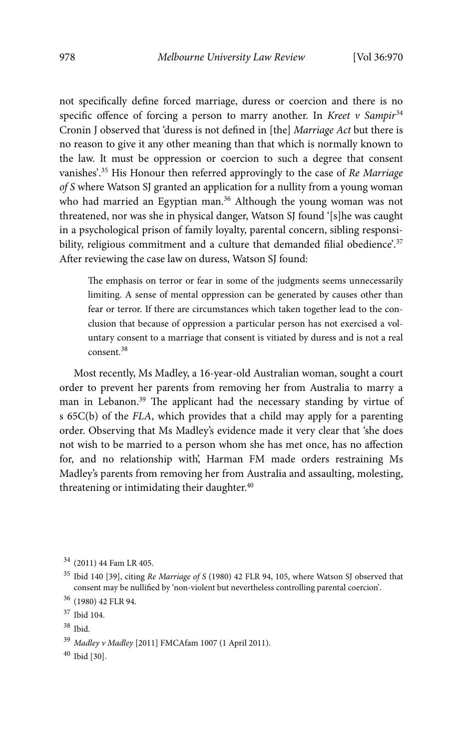not specifically define forced marriage, duress or coercion and there is no specific offence of forcing a person to marry another. In *Kreet v Sampir*[34] Cronin J observed that 'duress is not defined in [the] *Marriage Act* but there is no reason to give it any other meaning than that which is normally known to the law. It must be oppression or coercion to such a degree that consent vanishes'.[35] His Honour then referred approvingly to the case of *Re Marriage of S* where Watson SJ granted an application for a nullity from a young woman who had married an Egyptian man.[36] Although the young woman was not threatened, nor was she in physical danger, Watson SJ found '[s]he was caught in a psychological prison of family loyalty, parental concern, sibling responsibility, religious commitment and a culture that demanded filial obedience'.[37] After reviewing the case law on duress, Watson SJ found:

> The emphasis on terror or fear in some of the judgments seems unnecessarily limiting. A sense of mental oppression can be generated by causes other than fear or terror. If there are circumstances which taken together lead to the conclusion that because of oppression a particular person has not exercised a voluntary consent to a marriage that consent is vitiated by duress and is not a real consent.[38]

Most recently, Ms Madley, a 16-year-old Australian woman, sought a court order to prevent her parents from removing her from Australia to marry a man in Lebanon.[39] The applicant had the necessary standing by virtue of s 65C(b) of the *FLA*, which provides that a child may apply for a parenting order. Observing that Ms Madley's evidence made it very clear that 'she does not wish to be married to a person whom she has met once, has no affection for, and no relationship with', Harman FM made orders restraining Ms Madley's parents from removing her from Australia and assaulting, molesting, threatening or intimidating their daughter.[40]

---

[34] (2011) 44 Fam LR 405.

[35] Ibid 140 [39], citing *Re Marriage of S* (1980) 42 FLR 94, 105, where Watson SJ observed that consent may be nullified by 'non-violent but nevertheless controlling parental coercion'.

[36] (1980) 42 FLR 94.

[37] Ibid 104.

[38] Ibid.

[39] *Madley v Madley* [2011] FMCAfam 1007 (1 April 2011).

[40] Ibid [30].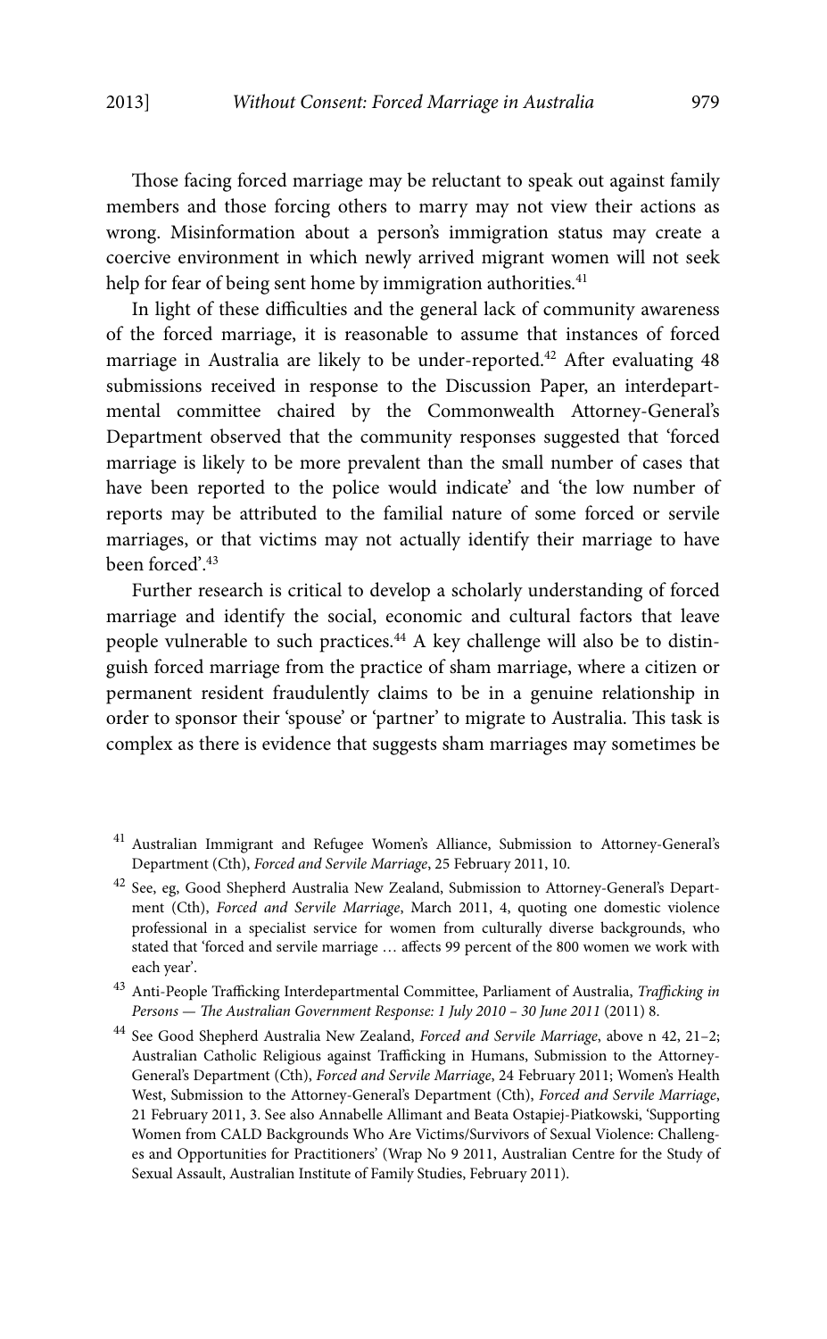Those facing forced marriage may be reluctant to speak out against family members and those forcing others to marry may not view their actions as wrong. Misinformation about a person's immigration status may create a coercive environment in which newly arrived migrant women will not seek help for fear of being sent home by immigration authorities.[41]

In light of these difficulties and the general lack of community awareness of the forced marriage, it is reasonable to assume that instances of forced marriage in Australia are likely to be under-reported.[42] After evaluating 48 submissions received in response to the Discussion Paper, an interdepartmental committee chaired by the Commonwealth Attorney-General's Department observed that the community responses suggested that 'forced marriage is likely to be more prevalent than the small number of cases that have been reported to the police would indicate' and 'the low number of reports may be attributed to the familial nature of some forced or servile marriages, or that victims may not actually identify their marriage to have been forced'.[43]

Further research is critical to develop a scholarly understanding of forced marriage and identify the social, economic and cultural factors that leave people vulnerable to such practices.[44] A key challenge will also be to distinguish forced marriage from the practice of sham marriage, where a citizen or permanent resident fraudulently claims to be in a genuine relationship in order to sponsor their 'spouse' or 'partner' to migrate to Australia. This task is complex as there is evidence that suggests sham marriages may sometimes be

---

[41] Australian Immigrant and Refugee Women's Alliance, Submission to Attorney-General's Department (Cth), *Forced and Servile Marriage*, 25 February 2011, 10.

[42] See, eg, Good Shepherd Australia New Zealand, Submission to Attorney-General's Department (Cth), *Forced and Servile Marriage*, March 2011, 4, quoting one domestic violence professional in a specialist service for women from culturally diverse backgrounds, who stated that 'forced and servile marriage … affects 99 percent of the 800 women we work with each year'.

[43] Anti-People Trafficking Interdepartmental Committee, Parliament of Australia, *Trafficking in Persons — The Australian Government Response: 1 July 2010 – 30 June 2011* (2011) 8.

[44] See Good Shepherd Australia New Zealand, *Forced and Servile Marriage*, above n 42, 21–2; Australian Catholic Religious against Trafficking in Humans, Submission to the Attorney-General's Department (Cth), *Forced and Servile Marriage*, 24 February 2011; Women's Health West, Submission to the Attorney-General's Department (Cth), *Forced and Servile Marriage*, 21 February 2011, 3. See also Annabelle Allimant and Beata Ostapiej-Piatkowski, 'Supporting Women from CALD Backgrounds Who Are Victims/Survivors of Sexual Violence: Challenges and Opportunities for Practitioners' (Wrap No 9 2011, Australian Centre for the Study of Sexual Assault, Australian Institute of Family Studies, February 2011).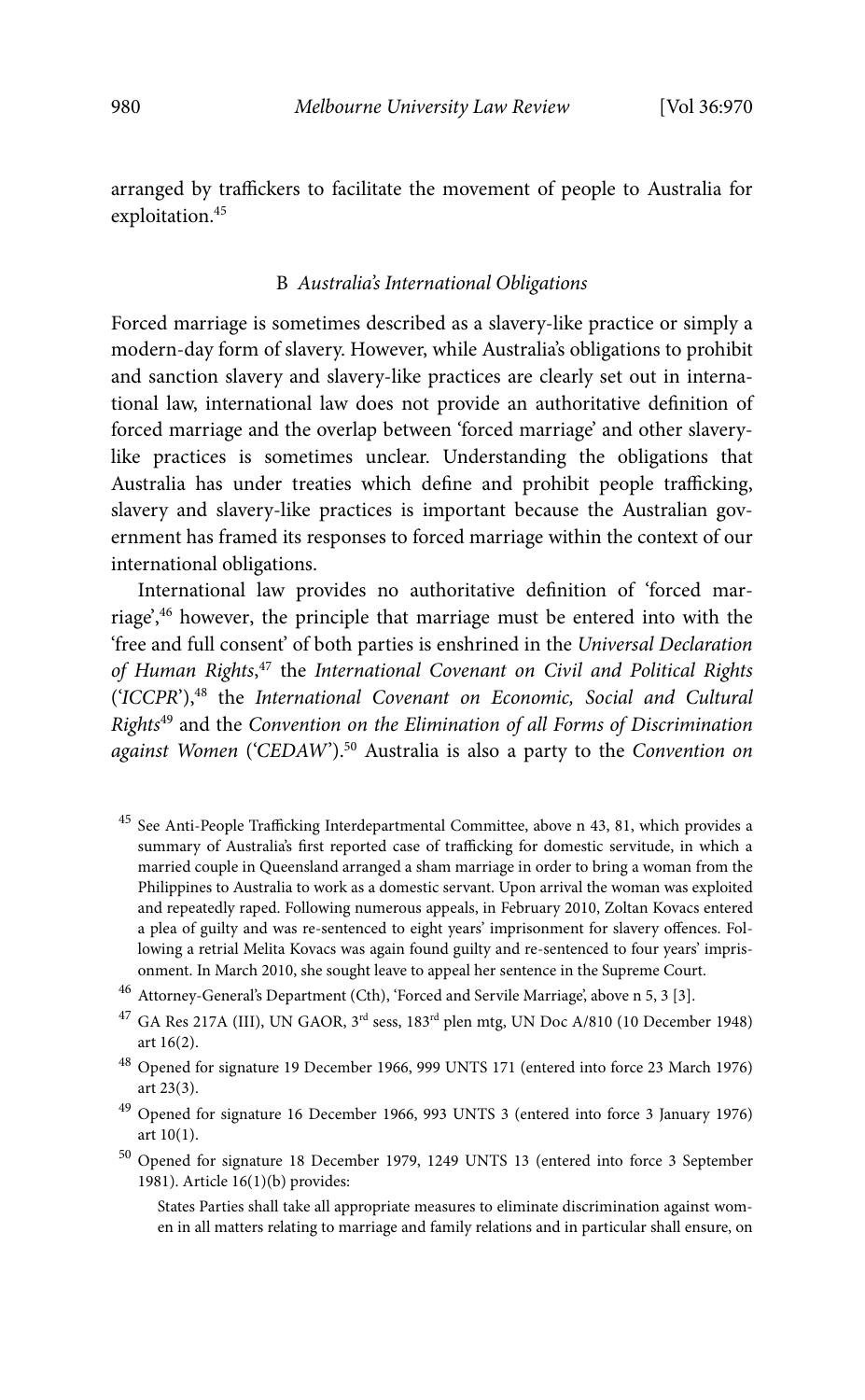arranged by traffickers to facilitate the movement of people to Australia for exploitation.[45]

### B *Australia's International Obligations*

Forced marriage is sometimes described as a slavery-like practice or simply a modern-day form of slavery. However, while Australia's obligations to prohibit and sanction slavery and slavery-like practices are clearly set out in international law, international law does not provide an authoritative definition of forced marriage and the overlap between 'forced marriage' and other slavery-like practices is sometimes unclear. Understanding the obligations that Australia has under treaties which define and prohibit people trafficking, slavery and slavery-like practices is important because the Australian government has framed its responses to forced marriage within the context of our international obligations.

International law provides no authoritative definition of 'forced marriage',[46] however, the principle that marriage must be entered into with the 'free and full consent' of both parties is enshrined in the *Universal Declaration of Human Rights*,[47] the *International Covenant on Civil and Political Rights* ('*ICCPR*'),[48] the *International Covenant on Economic, Social and Cultural Rights*[49] and the *Convention on the Elimination of all Forms of Discrimination against Women* ('*CEDAW*').[50] Australia is also a party to the *Convention on*

---

[45] See Anti-People Trafficking Interdepartmental Committee, above n 43, 81, which provides a summary of Australia's first reported case of trafficking for domestic servitude, in which a married couple in Queensland arranged a sham marriage in order to bring a woman from the Philippines to Australia to work as a domestic servant. Upon arrival the woman was exploited and repeatedly raped. Following numerous appeals, in February 2010, Zoltan Kovacs entered a plea of guilty and was re-sentenced to eight years' imprisonment for slavery offences. Following a retrial Melita Kovacs was again found guilty and re-sentenced to four years' imprisonment. In March 2010, she sought leave to appeal her sentence in the Supreme Court.

[46] Attorney-General's Department (Cth), 'Forced and Servile Marriage', above n 5, 3 [3].

[47] GA Res 217A (III), UN GAOR, 3rd sess, 183rd plen mtg, UN Doc A/810 (10 December 1948) art 16(2).

[48] Opened for signature 19 December 1966, 999 UNTS 171 (entered into force 23 March 1976) art 23(3).

[49] Opened for signature 16 December 1966, 993 UNTS 3 (entered into force 3 January 1976) art 10(1).

[50] Opened for signature 18 December 1979, 1249 UNTS 13 (entered into force 3 September 1981). Article 16(1)(b) provides:

> States Parties shall take all appropriate measures to eliminate discrimination against women in all matters relating to marriage and family relations and in particular shall ensure, on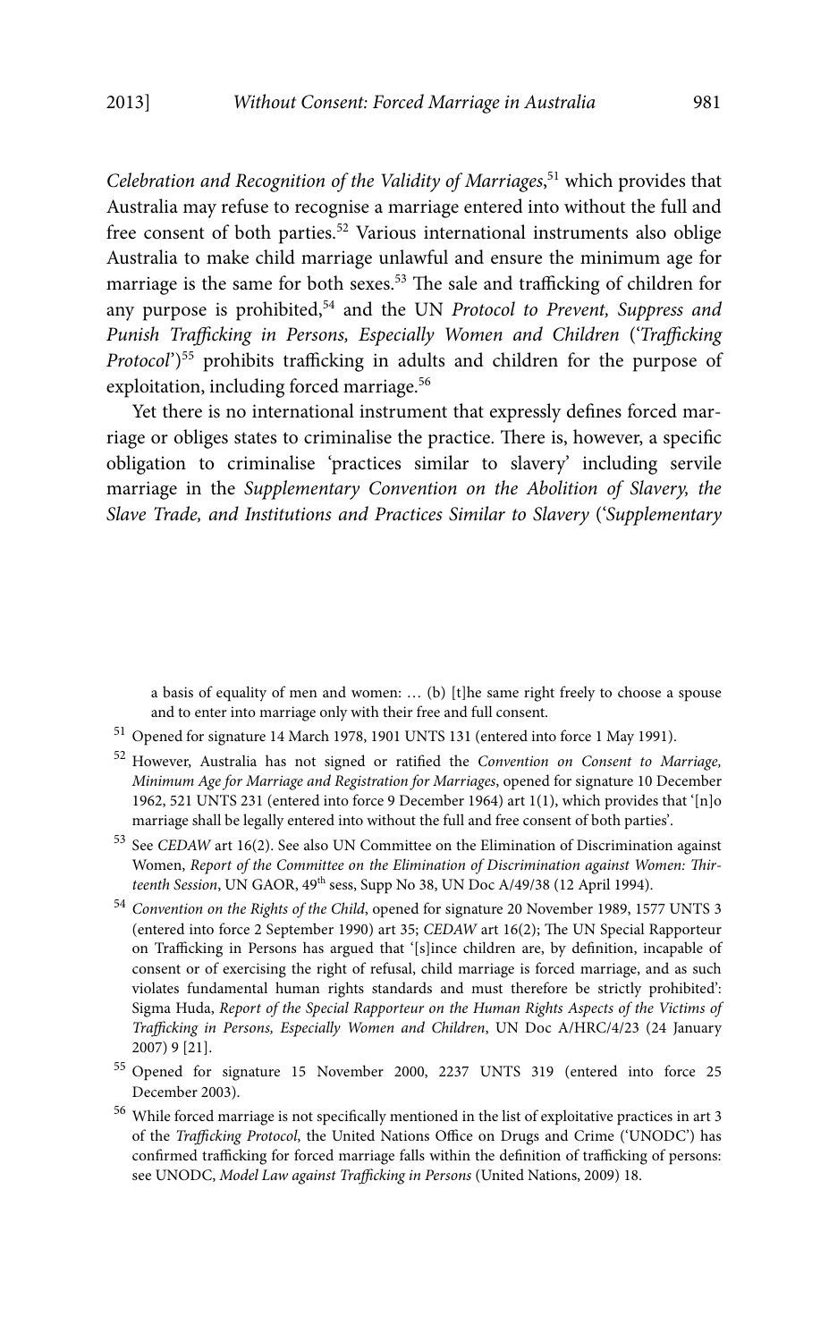*Celebration and Recognition of the Validity of Marriages*,[51] which provides that Australia may refuse to recognise a marriage entered into without the full and free consent of both parties.[52] Various international instruments also oblige Australia to make child marriage unlawful and ensure the minimum age for marriage is the same for both sexes.[53] The sale and trafficking of children for any purpose is prohibited,[54] and the UN *Protocol to Prevent, Suppress and Punish Trafficking in Persons, Especially Women and Children* ('*Trafficking Protocol*')[55] prohibits trafficking in adults and children for the purpose of exploitation, including forced marriage.[56]

Yet there is no international instrument that expressly defines forced marriage or obliges states to criminalise the practice. There is, however, a specific obligation to criminalise 'practices similar to slavery' including servile marriage in the *Supplementary Convention on the Abolition of Slavery, the Slave Trade, and Institutions and Practices Similar to Slavery* ('*Supplementary*

---

> a basis of equality of men and women: … (b) [t]he same right freely to choose a spouse and to enter into marriage only with their free and full consent.

[51] Opened for signature 14 March 1978, 1901 UNTS 131 (entered into force 1 May 1991).

[52] However, Australia has not signed or ratified the *Convention on Consent to Marriage, Minimum Age for Marriage and Registration for Marriages*, opened for signature 10 December 1962, 521 UNTS 231 (entered into force 9 December 1964) art 1(1), which provides that '[n]o marriage shall be legally entered into without the full and free consent of both parties'.

[53] See *CEDAW* art 16(2). See also UN Committee on the Elimination of Discrimination against Women, *Report of the Committee on the Elimination of Discrimination against Women: Thirteenth Session*, UN GAOR, 49th sess, Supp No 38, UN Doc A/49/38 (12 April 1994).

[54] *Convention on the Rights of the Child*, opened for signature 20 November 1989, 1577 UNTS 3 (entered into force 2 September 1990) art 35; *CEDAW* art 16(2); The UN Special Rapporteur on Trafficking in Persons has argued that '[s]ince children are, by definition, incapable of consent or of exercising the right of refusal, child marriage is forced marriage, and as such violates fundamental human rights standards and must therefore be strictly prohibited': Sigma Huda, *Report of the Special Rapporteur on the Human Rights Aspects of the Victims of Trafficking in Persons, Especially Women and Children*, UN Doc A/HRC/4/23 (24 January 2007) 9 [21].

[55] Opened for signature 15 November 2000, 2237 UNTS 319 (entered into force 25 December 2003).

[56] While forced marriage is not specifically mentioned in the list of exploitative practices in art 3 of the *Trafficking Protocol*, the United Nations Office on Drugs and Crime ('UNODC') has confirmed trafficking for forced marriage falls within the definition of trafficking of persons: see UNODC, *Model Law against Trafficking in Persons* (United Nations, 2009) 18.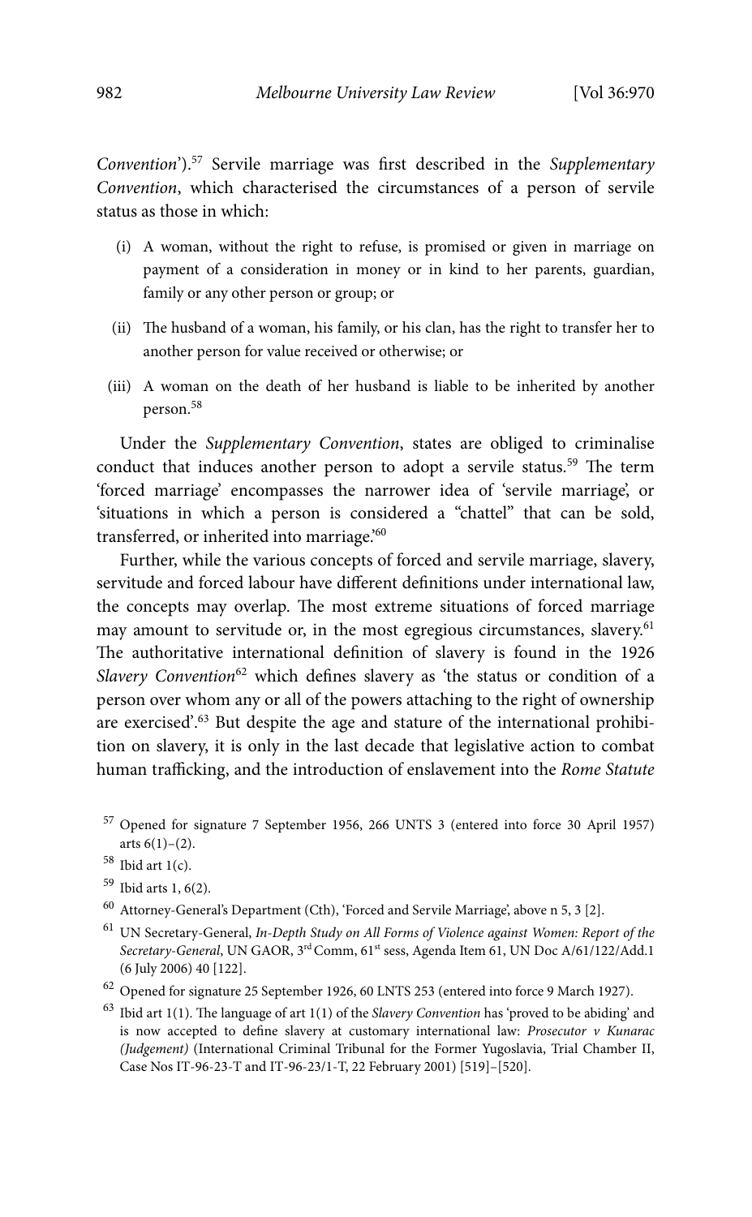*Convention*').[57] Servile marriage was first described in the *Supplementary Convention*, which characterised the circumstances of a person of servile status as those in which:

(i) A woman, without the right to refuse, is promised or given in marriage on payment of a consideration in money or in kind to her parents, guardian, family or any other person or group; or

(ii) The husband of a woman, his family, or his clan, has the right to transfer her to another person for value received or otherwise; or

(iii) A woman on the death of her husband is liable to be inherited by another person.[58]

Under the *Supplementary Convention*, states are obliged to criminalise conduct that induces another person to adopt a servile status.[59] The term 'forced marriage' encompasses the narrower idea of 'servile marriage', or 'situations in which a person is considered a "chattel" that can be sold, transferred, or inherited into marriage.'[60]

Further, while the various concepts of forced and servile marriage, slavery, servitude and forced labour have different definitions under international law, the concepts may overlap. The most extreme situations of forced marriage may amount to servitude or, in the most egregious circumstances, slavery.[61] The authoritative international definition of slavery is found in the 1926 *Slavery Convention*[62] which defines slavery as 'the status or condition of a person over whom any or all of the powers attaching to the right of ownership are exercised'.[63] But despite the age and stature of the international prohibition on slavery, it is only in the last decade that legislative action to combat human trafficking, and the introduction of enslavement into the *Rome Statute*

---

[57] Opened for signature 7 September 1956, 266 UNTS 3 (entered into force 30 April 1957) arts 6(1)–(2).

[58] Ibid art 1(c).

[59] Ibid arts 1, 6(2).

[60] Attorney-General's Department (Cth), 'Forced and Servile Marriage', above n 5, 3 [2].

[61] UN Secretary-General, *In-Depth Study on All Forms of Violence against Women: Report of the Secretary-General*, UN GAOR, 3rd Comm, 61st sess, Agenda Item 61, UN Doc A/61/122/Add.1 (6 July 2006) 40 [122].

[62] Opened for signature 25 September 1926, 60 LNTS 253 (entered into force 9 March 1927).

[63] Ibid art 1(1). The language of art 1(1) of the *Slavery Convention* has 'proved to be abiding' and is now accepted to define slavery at customary international law: *Prosecutor v Kunarac (Judgement)* (International Criminal Tribunal for the Former Yugoslavia, Trial Chamber II, Case Nos IT-96-23-T and IT-96-23/1-T, 22 February 2001) [519]–[520].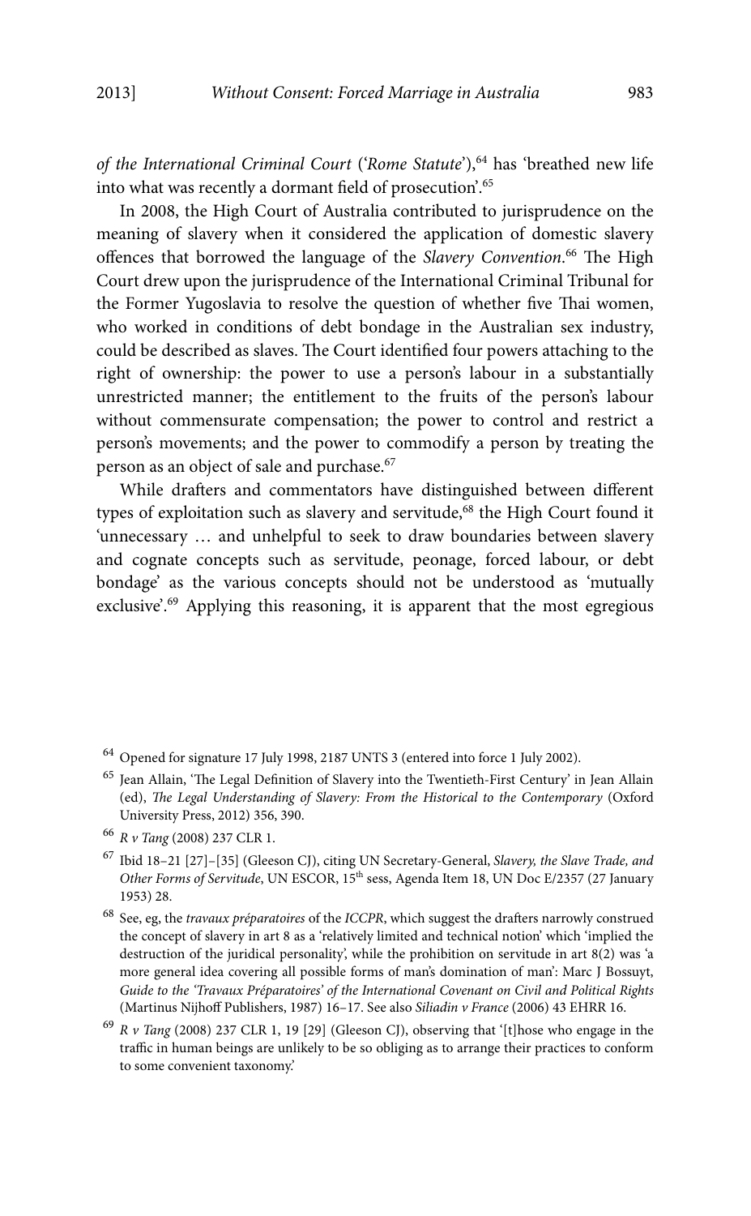*of the International Criminal Court* ('*Rome Statute*'),[64] has 'breathed new life into what was recently a dormant field of prosecution'.[65]

In 2008, the High Court of Australia contributed to jurisprudence on the meaning of slavery when it considered the application of domestic slavery offences that borrowed the language of the *Slavery Convention*.[66] The High Court drew upon the jurisprudence of the International Criminal Tribunal for the Former Yugoslavia to resolve the question of whether five Thai women, who worked in conditions of debt bondage in the Australian sex industry, could be described as slaves. The Court identified four powers attaching to the right of ownership: the power to use a person's labour in a substantially unrestricted manner; the entitlement to the fruits of the person's labour without commensurate compensation; the power to control and restrict a person's movements; and the power to commodify a person by treating the person as an object of sale and purchase.[67]

While drafters and commentators have distinguished between different types of exploitation such as slavery and servitude,[68] the High Court found it 'unnecessary … and unhelpful to seek to draw boundaries between slavery and cognate concepts such as servitude, peonage, forced labour, or debt bondage' as the various concepts should not be understood as 'mutually exclusive'.[69] Applying this reasoning, it is apparent that the most egregious

---

[64] Opened for signature 17 July 1998, 2187 UNTS 3 (entered into force 1 July 2002).

[65] Jean Allain, 'The Legal Definition of Slavery into the Twentieth-First Century' in Jean Allain (ed), *The Legal Understanding of Slavery: From the Historical to the Contemporary* (Oxford University Press, 2012) 356, 390.

[66] *R v Tang* (2008) 237 CLR 1.

[67] Ibid 18–21 [27]–[35] (Gleeson CJ), citing UN Secretary-General, *Slavery, the Slave Trade, and Other Forms of Servitude*, UN ESCOR, 15th sess, Agenda Item 18, UN Doc E/2357 (27 January 1953) 28.

[68] See, eg, the *travaux préparatoires* of the *ICCPR*, which suggest the drafters narrowly construed the concept of slavery in art 8 as a 'relatively limited and technical notion' which 'implied the destruction of the juridical personality', while the prohibition on servitude in art 8(2) was 'a more general idea covering all possible forms of man's domination of man': Marc J Bossuyt, *Guide to the 'Travaux Préparatoires' of the International Covenant on Civil and Political Rights* (Martinus Nijhoff Publishers, 1987) 16–17. See also *Siliadin v France* (2006) 43 EHRR 16.

[69] *R v Tang* (2008) 237 CLR 1, 19 [29] (Gleeson CJ), observing that '[t]hose who engage in the traffic in human beings are unlikely to be so obliging as to arrange their practices to conform to some convenient taxonomy.'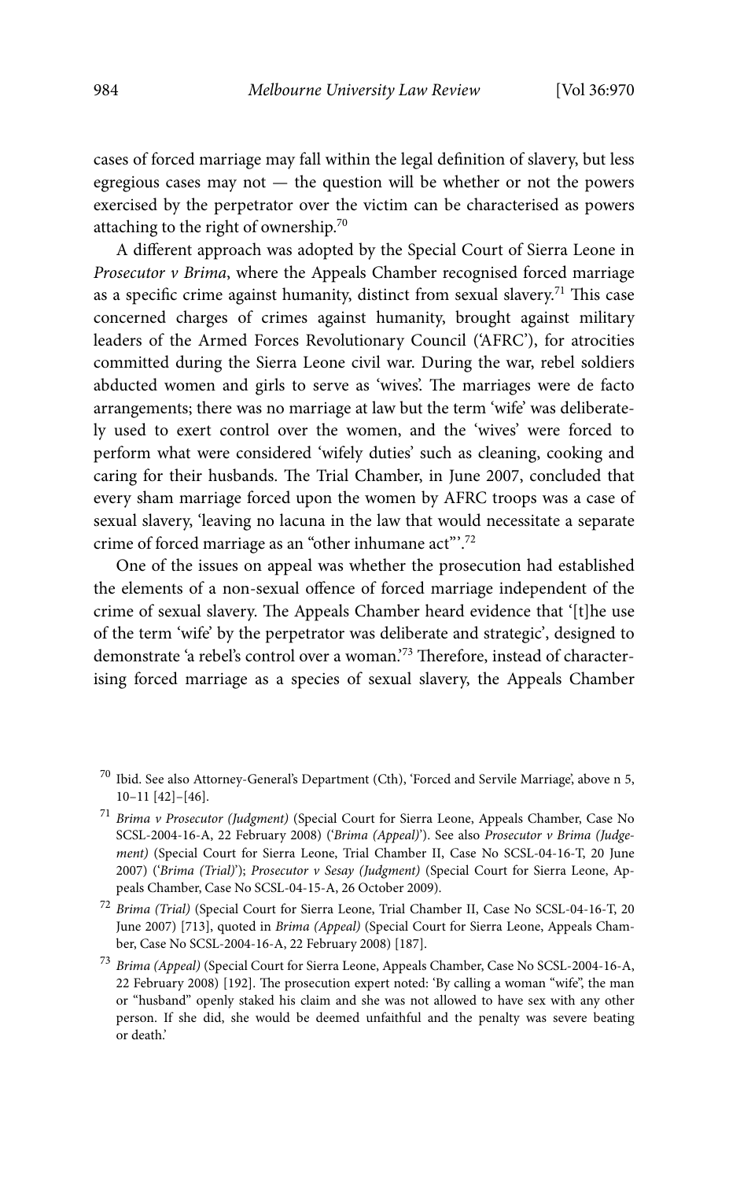cases of forced marriage may fall within the legal definition of slavery, but less egregious cases may not — the question will be whether or not the powers exercised by the perpetrator over the victim can be characterised as powers attaching to the right of ownership.[70]

A different approach was adopted by the Special Court of Sierra Leone in *Prosecutor v Brima*, where the Appeals Chamber recognised forced marriage as a specific crime against humanity, distinct from sexual slavery.[71] This case concerned charges of crimes against humanity, brought against military leaders of the Armed Forces Revolutionary Council ('AFRC'), for atrocities committed during the Sierra Leone civil war. During the war, rebel soldiers abducted women and girls to serve as 'wives'. The marriages were de facto arrangements; there was no marriage at law but the term 'wife' was deliberately used to exert control over the women, and the 'wives' were forced to perform what were considered 'wifely duties' such as cleaning, cooking and caring for their husbands. The Trial Chamber, in June 2007, concluded that every sham marriage forced upon the women by AFRC troops was a case of sexual slavery, 'leaving no lacuna in the law that would necessitate a separate crime of forced marriage as an "other inhumane act"'.[72]

One of the issues on appeal was whether the prosecution had established the elements of a non-sexual offence of forced marriage independent of the crime of sexual slavery. The Appeals Chamber heard evidence that '[t]he use of the term 'wife' by the perpetrator was deliberate and strategic', designed to demonstrate 'a rebel's control over a woman.'[73] Therefore, instead of characterising forced marriage as a species of sexual slavery, the Appeals Chamber

---

[70] Ibid. See also Attorney-General's Department (Cth), 'Forced and Servile Marriage', above n 5, 10–11 [42]–[46].

[71] *Brima v Prosecutor (Judgment)* (Special Court for Sierra Leone, Appeals Chamber, Case No SCSL-2004-16-A, 22 February 2008) ('*Brima (Appeal)*'). See also *Prosecutor v Brima (Judgement)* (Special Court for Sierra Leone, Trial Chamber II, Case No SCSL-04-16-T, 20 June 2007) ('*Brima (Trial)*'); *Prosecutor v Sesay (Judgment)* (Special Court for Sierra Leone, Appeals Chamber, Case No SCSL-04-15-A, 26 October 2009).

[72] *Brima (Trial)* (Special Court for Sierra Leone, Trial Chamber II, Case No SCSL-04-16-T, 20 June 2007) [713], quoted in *Brima (Appeal)* (Special Court for Sierra Leone, Appeals Chamber, Case No SCSL-2004-16-A, 22 February 2008) [187].

[73] *Brima (Appeal)* (Special Court for Sierra Leone, Appeals Chamber, Case No SCSL-2004-16-A, 22 February 2008) [192]. The prosecution expert noted: 'By calling a woman "wife", the man or "husband" openly staked his claim and she was not allowed to have sex with any other person. If she did, she would be deemed unfaithful and the penalty was severe beating or death.'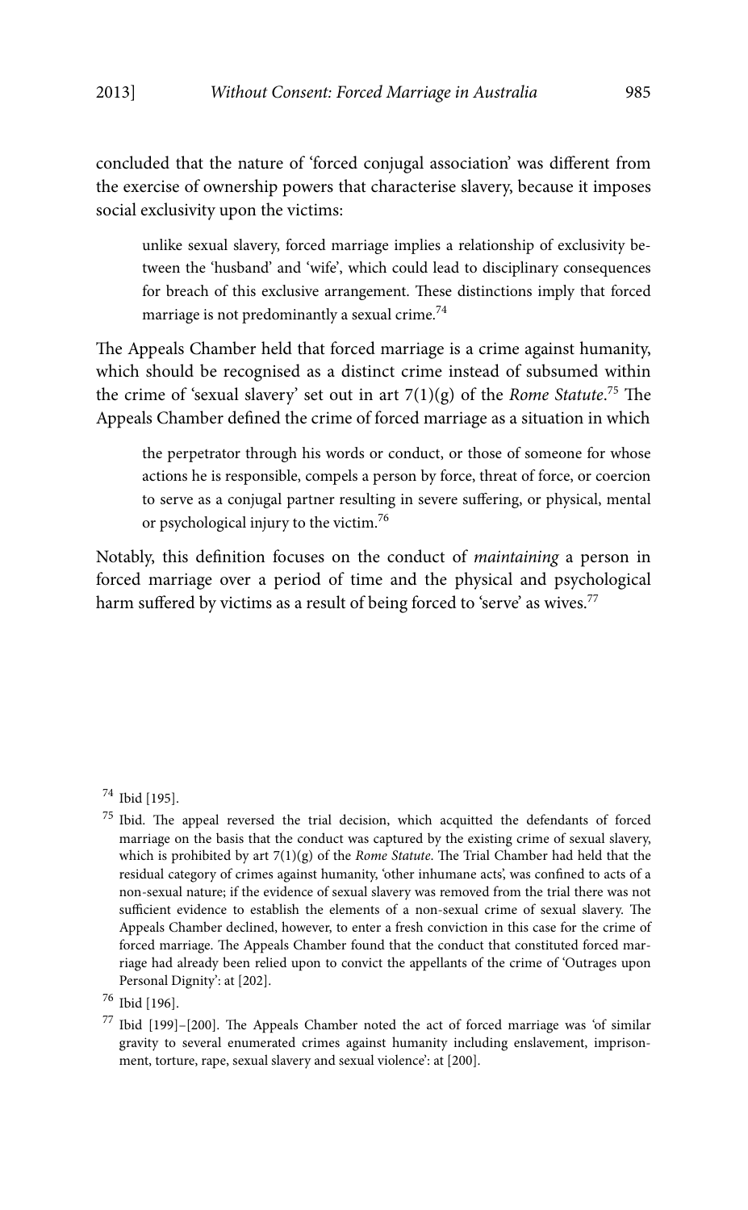concluded that the nature of 'forced conjugal association' was different from the exercise of ownership powers that characterise slavery, because it imposes social exclusivity upon the victims:

> unlike sexual slavery, forced marriage implies a relationship of exclusivity between the 'husband' and 'wife', which could lead to disciplinary consequences for breach of this exclusive arrangement. These distinctions imply that forced marriage is not predominantly a sexual crime.[74]

The Appeals Chamber held that forced marriage is a crime against humanity, which should be recognised as a distinct crime instead of subsumed within the crime of 'sexual slavery' set out in art 7(1)(g) of the *Rome Statute*.[75] The Appeals Chamber defined the crime of forced marriage as a situation in which

> the perpetrator through his words or conduct, or those of someone for whose actions he is responsible, compels a person by force, threat of force, or coercion to serve as a conjugal partner resulting in severe suffering, or physical, mental or psychological injury to the victim.[76]

Notably, this definition focuses on the conduct of *maintaining* a person in forced marriage over a period of time and the physical and psychological harm suffered by victims as a result of being forced to 'serve' as wives.[77]

---

[74] Ibid [195].

[75] Ibid. The appeal reversed the trial decision, which acquitted the defendants of forced marriage on the basis that the conduct was captured by the existing crime of sexual slavery, which is prohibited by art 7(1)(g) of the *Rome Statute*. The Trial Chamber had held that the residual category of crimes against humanity, 'other inhumane acts', was confined to acts of a non-sexual nature; if the evidence of sexual slavery was removed from the trial there was not sufficient evidence to establish the elements of a non-sexual crime of sexual slavery. The Appeals Chamber declined, however, to enter a fresh conviction in this case for the crime of forced marriage. The Appeals Chamber found that the conduct that constituted forced marriage had already been relied upon to convict the appellants of the crime of 'Outrages upon Personal Dignity': at [202].

[76] Ibid [196].

[77] Ibid [199]–[200]. The Appeals Chamber noted the act of forced marriage was 'of similar gravity to several enumerated crimes against humanity including enslavement, imprisonment, torture, rape, sexual slavery and sexual violence': at [200].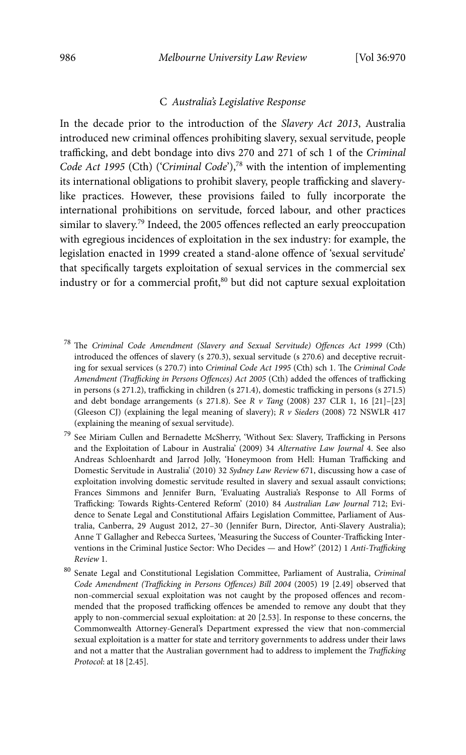### C *Australia's Legislative Response*

In the decade prior to the introduction of the *Slavery Act 2013*, Australia introduced new criminal offences prohibiting slavery, sexual servitude, people trafficking, and debt bondage into divs 270 and 271 of sch 1 of the *Criminal Code Act 1995* (Cth) ('*Criminal Code*'),[78] with the intention of implementing its international obligations to prohibit slavery, people trafficking and slavery-like practices. However, these provisions failed to fully incorporate the international prohibitions on servitude, forced labour, and other practices similar to slavery.[79] Indeed, the 2005 offences reflected an early preoccupation with egregious incidences of exploitation in the sex industry: for example, the legislation enacted in 1999 created a stand-alone offence of 'sexual servitude' that specifically targets exploitation of sexual services in the commercial sex industry or for a commercial profit,[80] but did not capture sexual exploitation

---

[78] The *Criminal Code Amendment (Slavery and Sexual Servitude) Offences Act 1999* (Cth) introduced the offences of slavery (s 270.3), sexual servitude (s 270.6) and deceptive recruiting for sexual services (s 270.7) into *Criminal Code Act 1995* (Cth) sch 1. The *Criminal Code Amendment (Trafficking in Persons Offences) Act 2005* (Cth) added the offences of trafficking in persons (s 271.2), trafficking in children (s 271.4), domestic trafficking in persons (s 271.5) and debt bondage arrangements (s 271.8). See *R v Tang* (2008) 237 CLR 1, 16 [21]–[23] (Gleeson CJ) (explaining the legal meaning of slavery); *R v Sieders* (2008) 72 NSWLR 417 (explaining the meaning of sexual servitude).

[79] See Miriam Cullen and Bernadette McSherry, 'Without Sex: Slavery, Trafficking in Persons and the Exploitation of Labour in Australia' (2009) 34 *Alternative Law Journal* 4. See also Andreas Schloenhardt and Jarrod Jolly, 'Honeymoon from Hell: Human Trafficking and Domestic Servitude in Australia' (2010) 32 *Sydney Law Review* 671, discussing how a case of exploitation involving domestic servitude resulted in slavery and sexual assault convictions; Frances Simmons and Jennifer Burn, 'Evaluating Australia's Response to All Forms of Trafficking: Towards Rights-Centered Reform' (2010) 84 *Australian Law Journal* 712; Evidence to Senate Legal and Constitutional Affairs Legislation Committee, Parliament of Australia, Canberra, 29 August 2012, 27–30 (Jennifer Burn, Director, Anti-Slavery Australia); Anne T Gallagher and Rebecca Surtees, 'Measuring the Success of Counter-Trafficking Interventions in the Criminal Justice Sector: Who Decides — and How?' (2012) 1 *Anti-Trafficking Review* 1.

[80] Senate Legal and Constitutional Legislation Committee, Parliament of Australia, *Criminal Code Amendment (Trafficking in Persons Offences) Bill 2004* (2005) 19 [2.49] observed that non-commercial sexual exploitation was not caught by the proposed offences and recommended that the proposed trafficking offences be amended to remove any doubt that they apply to non-commercial sexual exploitation: at 20 [2.53]. In response to these concerns, the Commonwealth Attorney-General's Department expressed the view that non-commercial sexual exploitation is a matter for state and territory governments to address under their laws and not a matter that the Australian government had to address to implement the *Trafficking Protocol*: at 18 [2.45].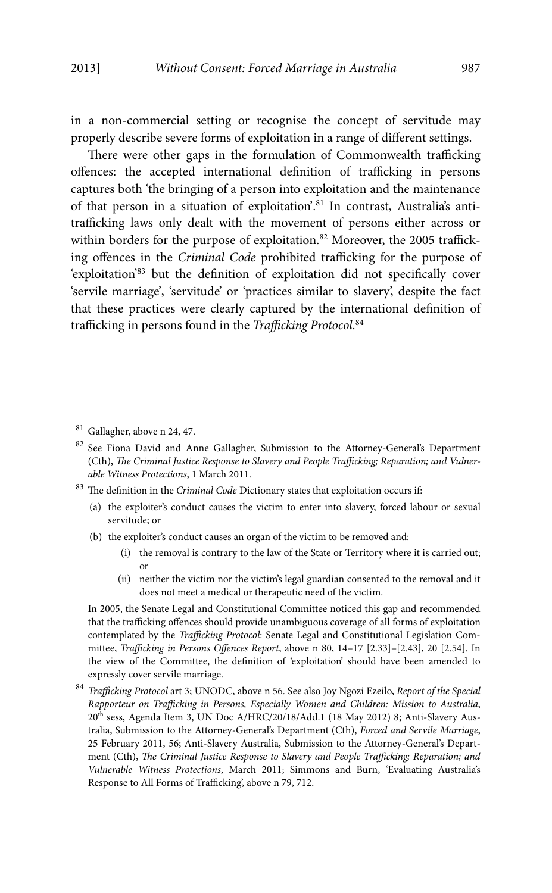in a non-commercial setting or recognise the concept of servitude may properly describe severe forms of exploitation in a range of different settings.

There were other gaps in the formulation of Commonwealth trafficking offences: the accepted international definition of trafficking in persons captures both 'the bringing of a person into exploitation and the maintenance of that person in a situation of exploitation'.[81] In contrast, Australia's anti-trafficking laws only dealt with the movement of persons either across or within borders for the purpose of exploitation.[82] Moreover, the 2005 trafficking offences in the *Criminal Code* prohibited trafficking for the purpose of 'exploitation'[83] but the definition of exploitation did not specifically cover 'servile marriage', 'servitude' or 'practices similar to slavery', despite the fact that these practices were clearly captured by the international definition of trafficking in persons found in the *Trafficking Protocol*.[84]

---

[81] Gallagher, above n 24, 47.

[82] See Fiona David and Anne Gallagher, Submission to the Attorney-General's Department (Cth), *The Criminal Justice Response to Slavery and People Trafficking; Reparation; and Vulnerable Witness Protections*, 1 March 2011.

[83] The definition in the *Criminal Code* Dictionary states that exploitation occurs if:

(a) the exploiter's conduct causes the victim to enter into slavery, forced labour or sexual servitude; or

(b) the exploiter's conduct causes an organ of the victim to be removed and:

  (i) the removal is contrary to the law of the State or Territory where it is carried out; or

  (ii) neither the victim nor the victim's legal guardian consented to the removal and it does not meet a medical or therapeutic need of the victim.

In 2005, the Senate Legal and Constitutional Committee noticed this gap and recommended that the trafficking offences should provide unambiguous coverage of all forms of exploitation contemplated by the *Trafficking Protocol*: Senate Legal and Constitutional Legislation Committee, *Trafficking in Persons Offences Report*, above n 80, 14–17 [2.33]–[2.43], 20 [2.54]. In the view of the Committee, the definition of 'exploitation' should have been amended to expressly cover servile marriage.

[84] *Trafficking Protocol* art 3; UNODC, above n 56. See also Joy Ngozi Ezeilo, *Report of the Special Rapporteur on Trafficking in Persons, Especially Women and Children: Mission to Australia*, 20th sess, Agenda Item 3, UN Doc A/HRC/20/18/Add.1 (18 May 2012) 8; Anti-Slavery Australia, Submission to the Attorney-General's Department (Cth), *Forced and Servile Marriage*, 25 February 2011, 56; Anti-Slavery Australia, Submission to the Attorney-General's Department (Cth), *The Criminal Justice Response to Slavery and People Trafficking; Reparation; and Vulnerable Witness Protections*, March 2011; Simmons and Burn, 'Evaluating Australia's Response to All Forms of Trafficking', above n 79, 712.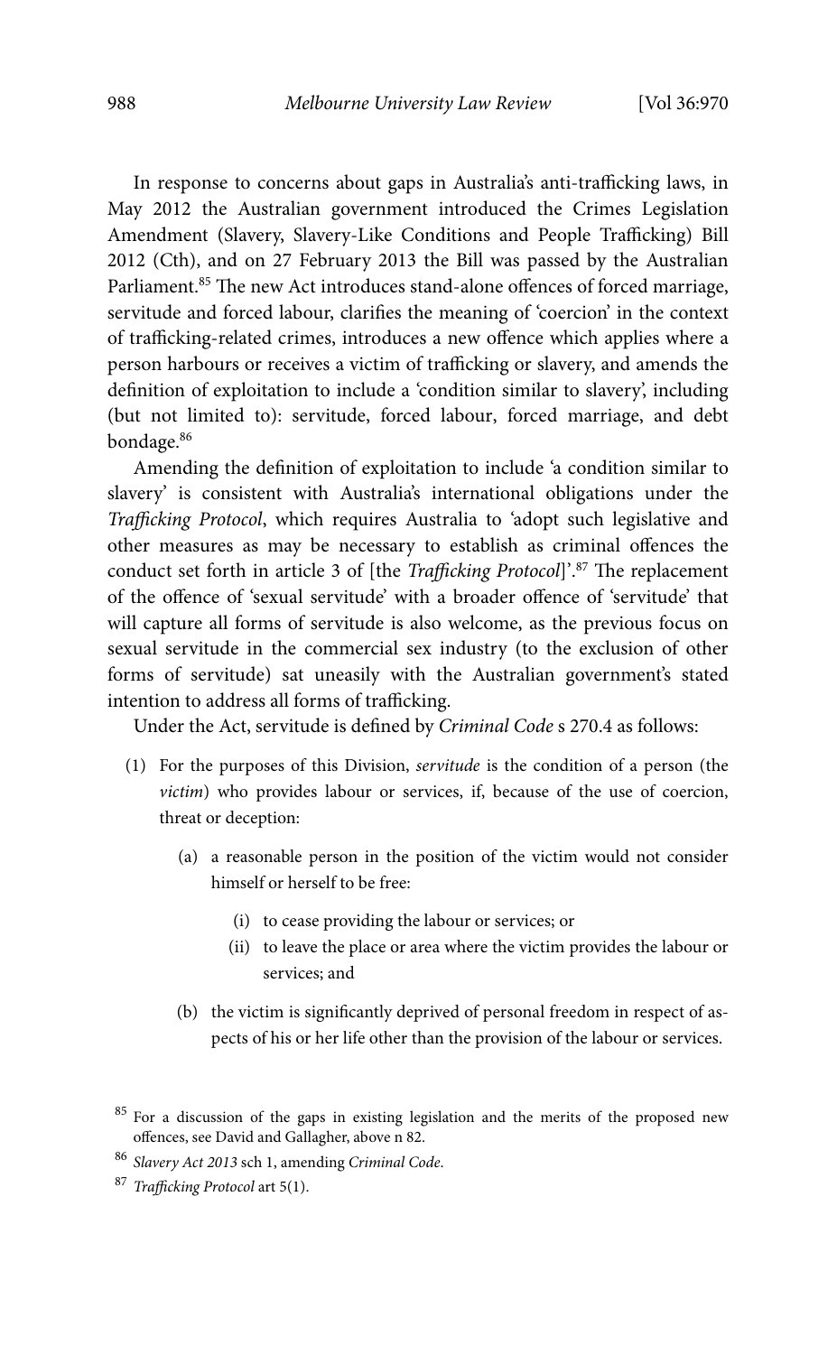In response to concerns about gaps in Australia's anti-trafficking laws, in May 2012 the Australian government introduced the Crimes Legislation Amendment (Slavery, Slavery-Like Conditions and People Trafficking) Bill 2012 (Cth), and on 27 February 2013 the Bill was passed by the Australian Parliament.[85] The new Act introduces stand-alone offences of forced marriage, servitude and forced labour, clarifies the meaning of 'coercion' in the context of trafficking-related crimes, introduces a new offence which applies where a person harbours or receives a victim of trafficking or slavery, and amends the definition of exploitation to include a 'condition similar to slavery', including (but not limited to): servitude, forced labour, forced marriage, and debt bondage.[86]

Amending the definition of exploitation to include 'a condition similar to slavery' is consistent with Australia's international obligations under the *Trafficking Protocol*, which requires Australia to 'adopt such legislative and other measures as may be necessary to establish as criminal offences the conduct set forth in article 3 of [the *Trafficking Protocol*]'.[87] The replacement of the offence of 'sexual servitude' with a broader offence of 'servitude' that will capture all forms of servitude is also welcome, as the previous focus on sexual servitude in the commercial sex industry (to the exclusion of other forms of servitude) sat uneasily with the Australian government's stated intention to address all forms of trafficking.

Under the Act, servitude is defined by *Criminal Code* s 270.4 as follows:

> (1) For the purposes of this Division, *servitude* is the condition of a person (the *victim*) who provides labour or services, if, because of the use of coercion, threat or deception:
>
> > (a) a reasonable person in the position of the victim would not consider himself or herself to be free:
> >
> > > (i) to cease providing the labour or services; or
> > >
> > > (ii) to leave the place or area where the victim provides the labour or services; and
> >
> > (b) the victim is significantly deprived of personal freedom in respect of aspects of his or her life other than the provision of the labour or services.

---

[85] For a discussion of the gaps in existing legislation and the merits of the proposed new offences, see David and Gallagher, above n 82.

[86] *Slavery Act 2013* sch 1, amending *Criminal Code*.

[87] *Trafficking Protocol* art 5(1).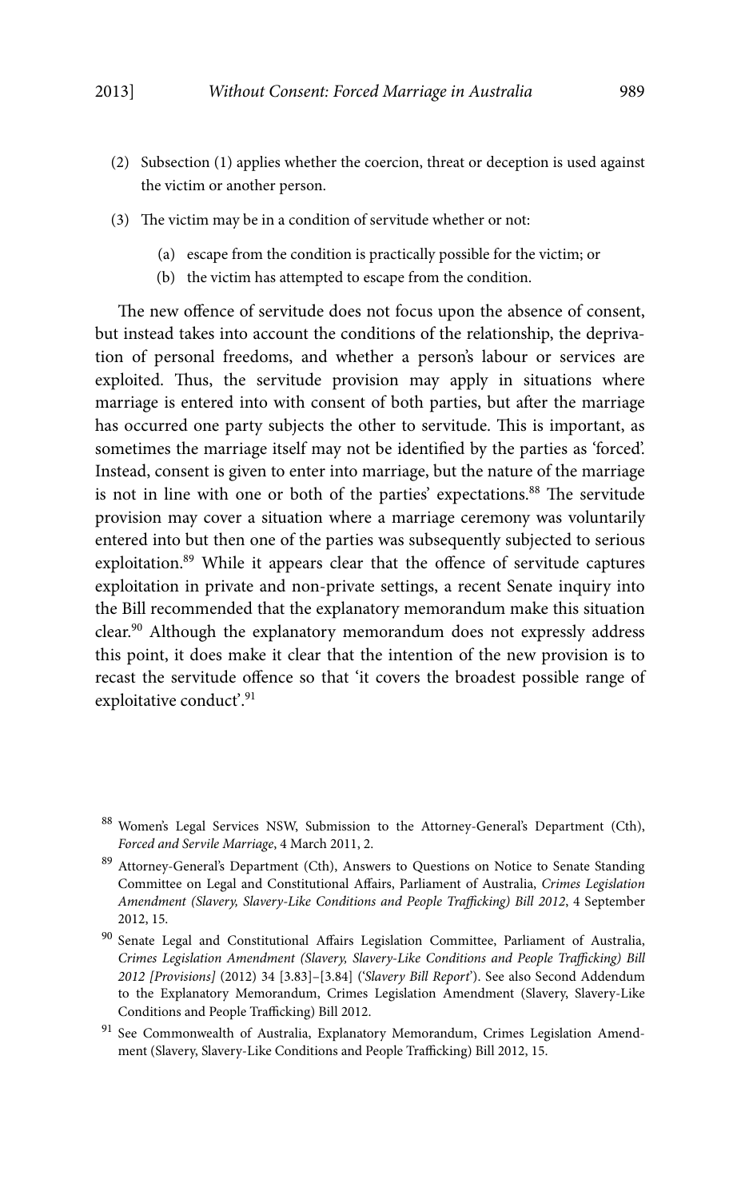(2) Subsection (1) applies whether the coercion, threat or deception is used against the victim or another person.

(3) The victim may be in a condition of servitude whether or not:

  (a) escape from the condition is practically possible for the victim; or

  (b) the victim has attempted to escape from the condition.

The new offence of servitude does not focus upon the absence of consent, but instead takes into account the conditions of the relationship, the deprivation of personal freedoms, and whether a person's labour or services are exploited. Thus, the servitude provision may apply in situations where marriage is entered into with consent of both parties, but after the marriage has occurred one party subjects the other to servitude. This is important, as sometimes the marriage itself may not be identified by the parties as 'forced'. Instead, consent is given to enter into marriage, but the nature of the marriage is not in line with one or both of the parties' expectations.[88] The servitude provision may cover a situation where a marriage ceremony was voluntarily entered into but then one of the parties was subsequently subjected to serious exploitation.[89] While it appears clear that the offence of servitude captures exploitation in private and non-private settings, a recent Senate inquiry into the Bill recommended that the explanatory memorandum make this situation clear.[90] Although the explanatory memorandum does not expressly address this point, it does make it clear that the intention of the new provision is to recast the servitude offence so that 'it covers the broadest possible range of exploitative conduct'.[91]

[88] Women's Legal Services NSW, Submission to the Attorney-General's Department (Cth), *Forced and Servile Marriage*, 4 March 2011, 2.

[89] Attorney-General's Department (Cth), Answers to Questions on Notice to Senate Standing Committee on Legal and Constitutional Affairs, Parliament of Australia, *Crimes Legislation Amendment (Slavery, Slavery-Like Conditions and People Trafficking) Bill 2012*, 4 September 2012, 15.

[90] Senate Legal and Constitutional Affairs Legislation Committee, Parliament of Australia, *Crimes Legislation Amendment (Slavery, Slavery-Like Conditions and People Trafficking) Bill 2012 [Provisions]* (2012) 34 [3.83]–[3.84] ('*Slavery Bill Report*'). See also Second Addendum to the Explanatory Memorandum, Crimes Legislation Amendment (Slavery, Slavery-Like Conditions and People Trafficking) Bill 2012.

[91] See Commonwealth of Australia, Explanatory Memorandum, Crimes Legislation Amendment (Slavery, Slavery-Like Conditions and People Trafficking) Bill 2012, 15.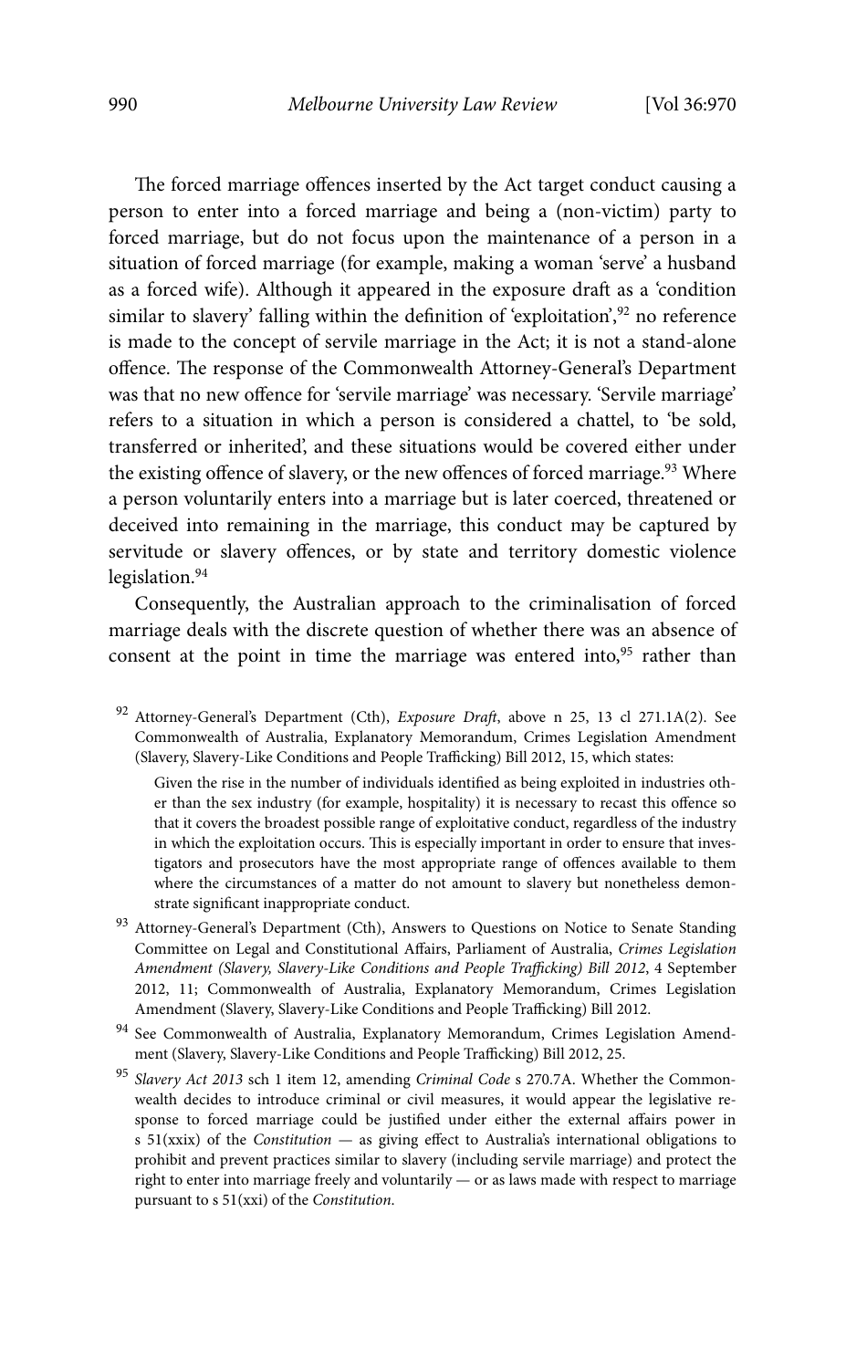The forced marriage offences inserted by the Act target conduct causing a person to enter into a forced marriage and being a (non-victim) party to forced marriage, but do not focus upon the maintenance of a person in a situation of forced marriage (for example, making a woman 'serve' a husband as a forced wife). Although it appeared in the exposure draft as a 'condition similar to slavery' falling within the definition of 'exploitation',[92] no reference is made to the concept of servile marriage in the Act; it is not a stand-alone offence. The response of the Commonwealth Attorney-General's Department was that no new offence for 'servile marriage' was necessary. 'Servile marriage' refers to a situation in which a person is considered a chattel, to 'be sold, transferred or inherited', and these situations would be covered either under the existing offence of slavery, or the new offences of forced marriage.[93] Where a person voluntarily enters into a marriage but is later coerced, threatened or deceived into remaining in the marriage, this conduct may be captured by servitude or slavery offences, or by state and territory domestic violence legislation.[94]

Consequently, the Australian approach to the criminalisation of forced marriage deals with the discrete question of whether there was an absence of consent at the point in time the marriage was entered into,[95] rather than

---

[92] Attorney-General's Department (Cth), *Exposure Draft*, above n 25, 13 cl 271.1A(2). See Commonwealth of Australia, Explanatory Memorandum, Crimes Legislation Amendment (Slavery, Slavery-Like Conditions and People Trafficking) Bill 2012, 15, which states:

> Given the rise in the number of individuals identified as being exploited in industries other than the sex industry (for example, hospitality) it is necessary to recast this offence so that it covers the broadest possible range of exploitative conduct, regardless of the industry in which the exploitation occurs. This is especially important in order to ensure that investigators and prosecutors have the most appropriate range of offences available to them where the circumstances of a matter do not amount to slavery but nonetheless demonstrate significant inappropriate conduct.

[93] Attorney-General's Department (Cth), Answers to Questions on Notice to Senate Standing Committee on Legal and Constitutional Affairs, Parliament of Australia, *Crimes Legislation Amendment (Slavery, Slavery-Like Conditions and People Trafficking) Bill 2012*, 4 September 2012, 11; Commonwealth of Australia, Explanatory Memorandum, Crimes Legislation Amendment (Slavery, Slavery-Like Conditions and People Trafficking) Bill 2012.

[94] See Commonwealth of Australia, Explanatory Memorandum, Crimes Legislation Amendment (Slavery, Slavery-Like Conditions and People Trafficking) Bill 2012, 25.

[95] *Slavery Act 2013* sch 1 item 12, amending *Criminal Code* s 270.7A. Whether the Commonwealth decides to introduce criminal or civil measures, it would appear the legislative response to forced marriage could be justified under either the external affairs power in s 51(xxix) of the *Constitution* — as giving effect to Australia's international obligations to prohibit and prevent practices similar to slavery (including servile marriage) and protect the right to enter into marriage freely and voluntarily — or as laws made with respect to marriage pursuant to s 51(xxi) of the *Constitution*.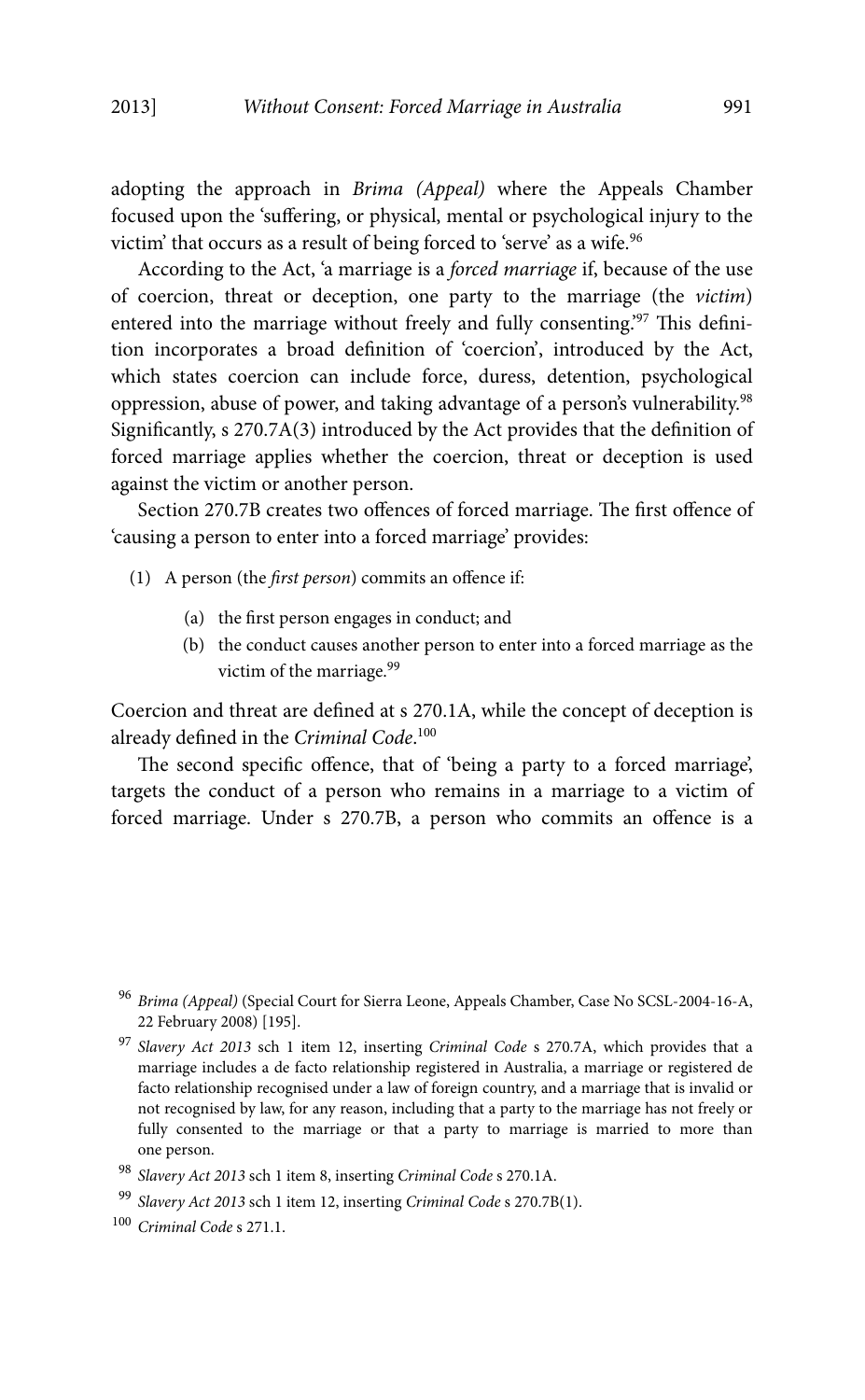adopting the approach in *Brima (Appeal)* where the Appeals Chamber focused upon the 'suffering, or physical, mental or psychological injury to the victim' that occurs as a result of being forced to 'serve' as a wife.[96]

According to the Act, 'a marriage is a *forced marriage* if, because of the use of coercion, threat or deception, one party to the marriage (the *victim*) entered into the marriage without freely and fully consenting.'[97] This definition incorporates a broad definition of 'coercion', introduced by the Act, which states coercion can include force, duress, detention, psychological oppression, abuse of power, and taking advantage of a person's vulnerability.[98] Significantly, s 270.7A(3) introduced by the Act provides that the definition of forced marriage applies whether the coercion, threat or deception is used against the victim or another person.

Section 270.7B creates two offences of forced marriage. The first offence of 'causing a person to enter into a forced marriage' provides:

> (1) A person (the *first person*) commits an offence if:
>
> > (a) the first person engages in conduct; and
> >
> > (b) the conduct causes another person to enter into a forced marriage as the victim of the marriage.[99]

Coercion and threat are defined at s 270.1A, while the concept of deception is already defined in the *Criminal Code*.[100]

The second specific offence, that of 'being a party to a forced marriage', targets the conduct of a person who remains in a marriage to a victim of forced marriage. Under s 270.7B, a person who commits an offence is a

---

[96] *Brima (Appeal)* (Special Court for Sierra Leone, Appeals Chamber, Case No SCSL-2004-16-A, 22 February 2008) [195].

[97] *Slavery Act 2013* sch 1 item 12, inserting *Criminal Code* s 270.7A, which provides that a marriage includes a de facto relationship registered in Australia, a marriage or registered de facto relationship recognised under a law of foreign country, and a marriage that is invalid or not recognised by law, for any reason, including that a party to the marriage has not freely or fully consented to the marriage or that a party to marriage is married to more than one person.

[98] *Slavery Act 2013* sch 1 item 8, inserting *Criminal Code* s 270.1A.

[99] *Slavery Act 2013* sch 1 item 12, inserting *Criminal Code* s 270.7B(1).

[100] *Criminal Code* s 271.1.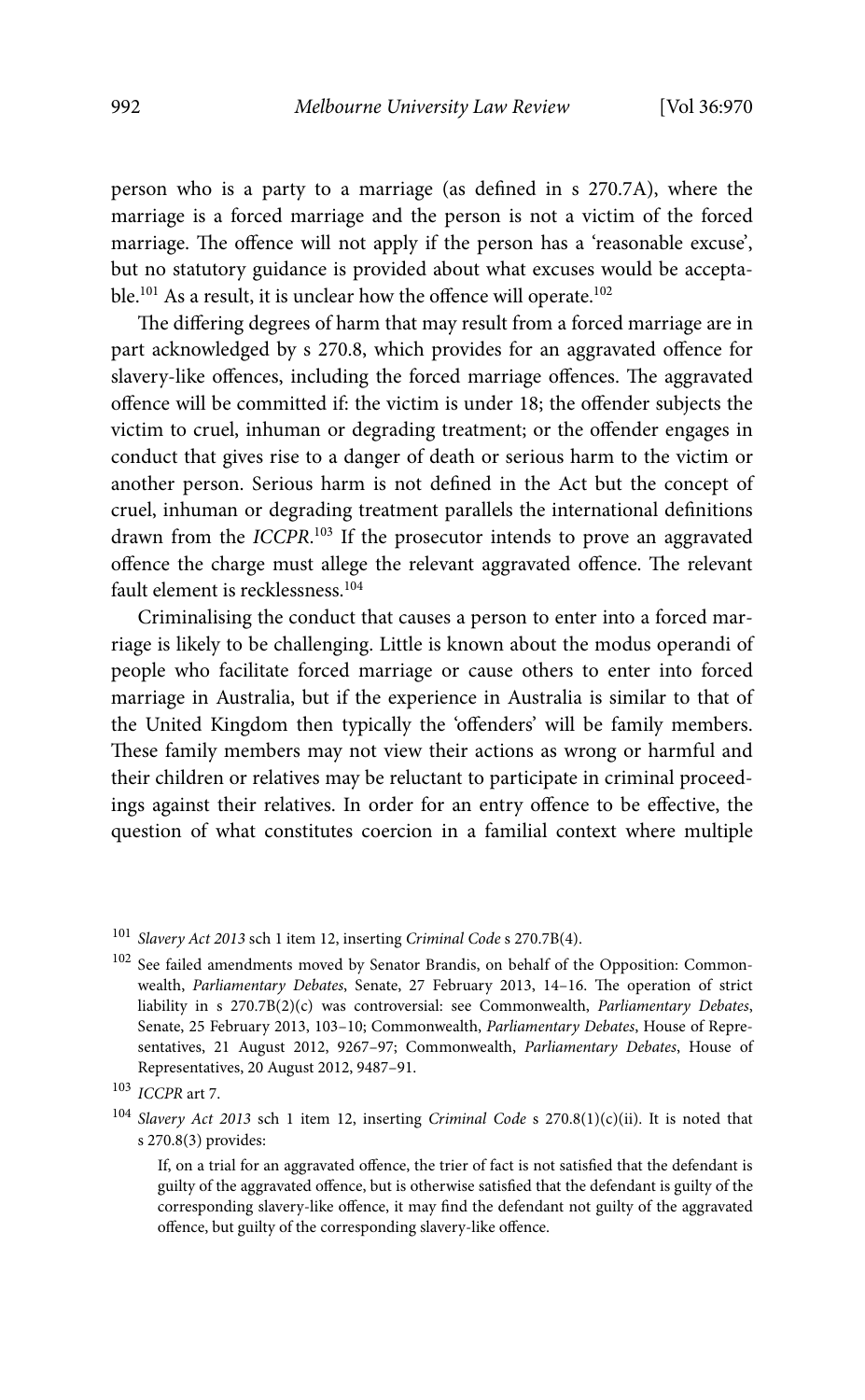person who is a party to a marriage (as defined in s 270.7A), where the marriage is a forced marriage and the person is not a victim of the forced marriage. The offence will not apply if the person has a 'reasonable excuse', but no statutory guidance is provided about what excuses would be acceptable.[101] As a result, it is unclear how the offence will operate.[102]

The differing degrees of harm that may result from a forced marriage are in part acknowledged by s 270.8, which provides for an aggravated offence for slavery-like offences, including the forced marriage offences. The aggravated offence will be committed if: the victim is under 18; the offender subjects the victim to cruel, inhuman or degrading treatment; or the offender engages in conduct that gives rise to a danger of death or serious harm to the victim or another person. Serious harm is not defined in the Act but the concept of cruel, inhuman or degrading treatment parallels the international definitions drawn from the *ICCPR*.[103] If the prosecutor intends to prove an aggravated offence the charge must allege the relevant aggravated offence. The relevant fault element is recklessness.[104]

Criminalising the conduct that causes a person to enter into a forced marriage is likely to be challenging. Little is known about the modus operandi of people who facilitate forced marriage or cause others to enter into forced marriage in Australia, but if the experience in Australia is similar to that of the United Kingdom then typically the 'offenders' will be family members. These family members may not view their actions as wrong or harmful and their children or relatives may be reluctant to participate in criminal proceedings against their relatives. In order for an entry offence to be effective, the question of what constitutes coercion in a familial context where multiple

---

[101] *Slavery Act 2013* sch 1 item 12, inserting *Criminal Code* s 270.7B(4).

[102] See failed amendments moved by Senator Brandis, on behalf of the Opposition: Commonwealth, *Parliamentary Debates*, Senate, 27 February 2013, 14–16. The operation of strict liability in s 270.7B(2)(c) was controversial: see Commonwealth, *Parliamentary Debates*, Senate, 25 February 2013, 103–10; Commonwealth, *Parliamentary Debates*, House of Representatives, 21 August 2012, 9267–97; Commonwealth, *Parliamentary Debates*, House of Representatives, 20 August 2012, 9487–91.

[103] *ICCPR* art 7.

[104] *Slavery Act 2013* sch 1 item 12, inserting *Criminal Code* s 270.8(1)(c)(ii). It is noted that s 270.8(3) provides:

> If, on a trial for an aggravated offence, the trier of fact is not satisfied that the defendant is guilty of the aggravated offence, but is otherwise satisfied that the defendant is guilty of the corresponding slavery-like offence, it may find the defendant not guilty of the aggravated offence, but guilty of the corresponding slavery-like offence.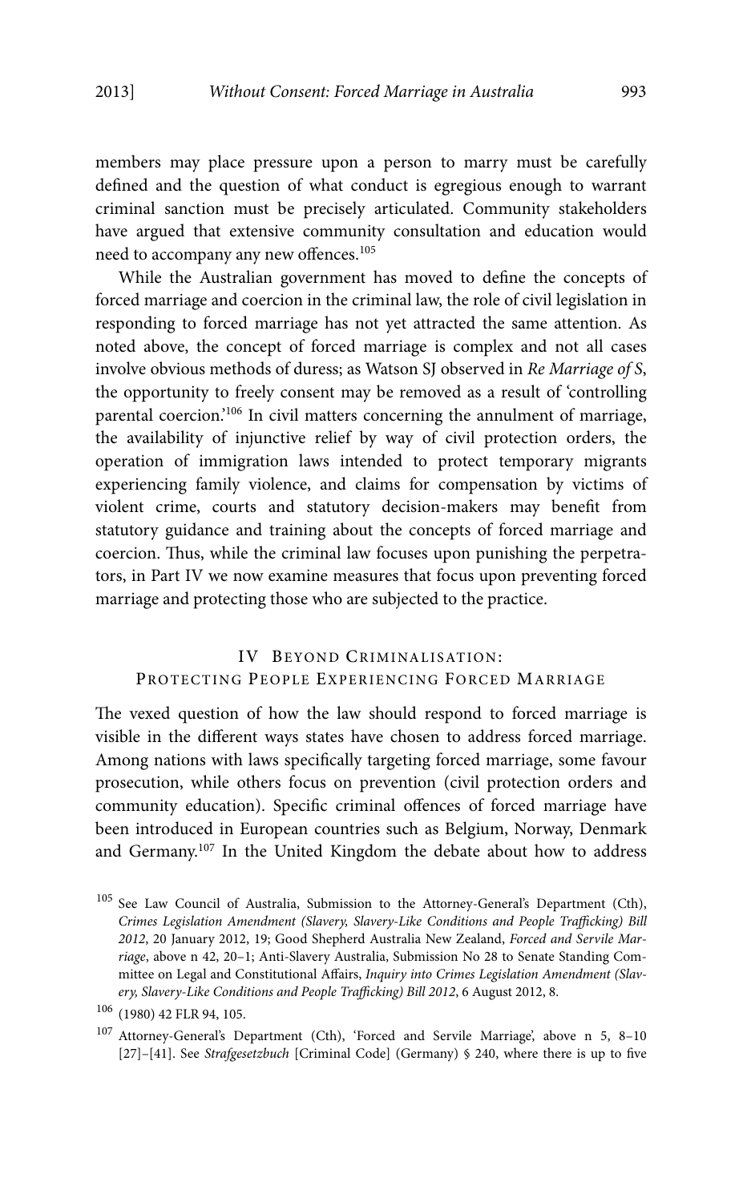members may place pressure upon a person to marry must be carefully defined and the question of what conduct is egregious enough to warrant criminal sanction must be precisely articulated. Community stakeholders have argued that extensive community consultation and education would need to accompany any new offences.[105]

While the Australian government has moved to define the concepts of forced marriage and coercion in the criminal law, the role of civil legislation in responding to forced marriage has not yet attracted the same attention. As noted above, the concept of forced marriage is complex and not all cases involve obvious methods of duress; as Watson SJ observed in *Re Marriage of S*, the opportunity to freely consent may be removed as a result of 'controlling parental coercion.'[106] In civil matters concerning the annulment of marriage, the availability of injunctive relief by way of civil protection orders, the operation of immigration laws intended to protect temporary migrants experiencing family violence, and claims for compensation by victims of violent crime, courts and statutory decision-makers may benefit from statutory guidance and training about the concepts of forced marriage and coercion. Thus, while the criminal law focuses upon punishing the perpetrators, in Part IV we now examine measures that focus upon preventing forced marriage and protecting those who are subjected to the practice.

## IV Beyond Criminalisation: Protecting People Experiencing Forced Marriage

The vexed question of how the law should respond to forced marriage is visible in the different ways states have chosen to address forced marriage. Among nations with laws specifically targeting forced marriage, some favour prosecution, while others focus on prevention (civil protection orders and community education). Specific criminal offences of forced marriage have been introduced in European countries such as Belgium, Norway, Denmark and Germany.[107] In the United Kingdom the debate about how to address

---

[105] See Law Council of Australia, Submission to the Attorney-General's Department (Cth), *Crimes Legislation Amendment (Slavery, Slavery-Like Conditions and People Trafficking) Bill 2012*, 20 January 2012, 19; Good Shepherd Australia New Zealand, *Forced and Servile Marriage*, above n 42, 20–1; Anti-Slavery Australia, Submission No 28 to Senate Standing Committee on Legal and Constitutional Affairs, *Inquiry into Crimes Legislation Amendment (Slavery, Slavery-Like Conditions and People Trafficking) Bill 2012*, 6 August 2012, 8.

[106] (1980) 42 FLR 94, 105.

[107] Attorney-General's Department (Cth), 'Forced and Servile Marriage', above n 5, 8–10 [27]–[41]. See *Strafgesetzbuch* [Criminal Code] (Germany) § 240, where there is up to five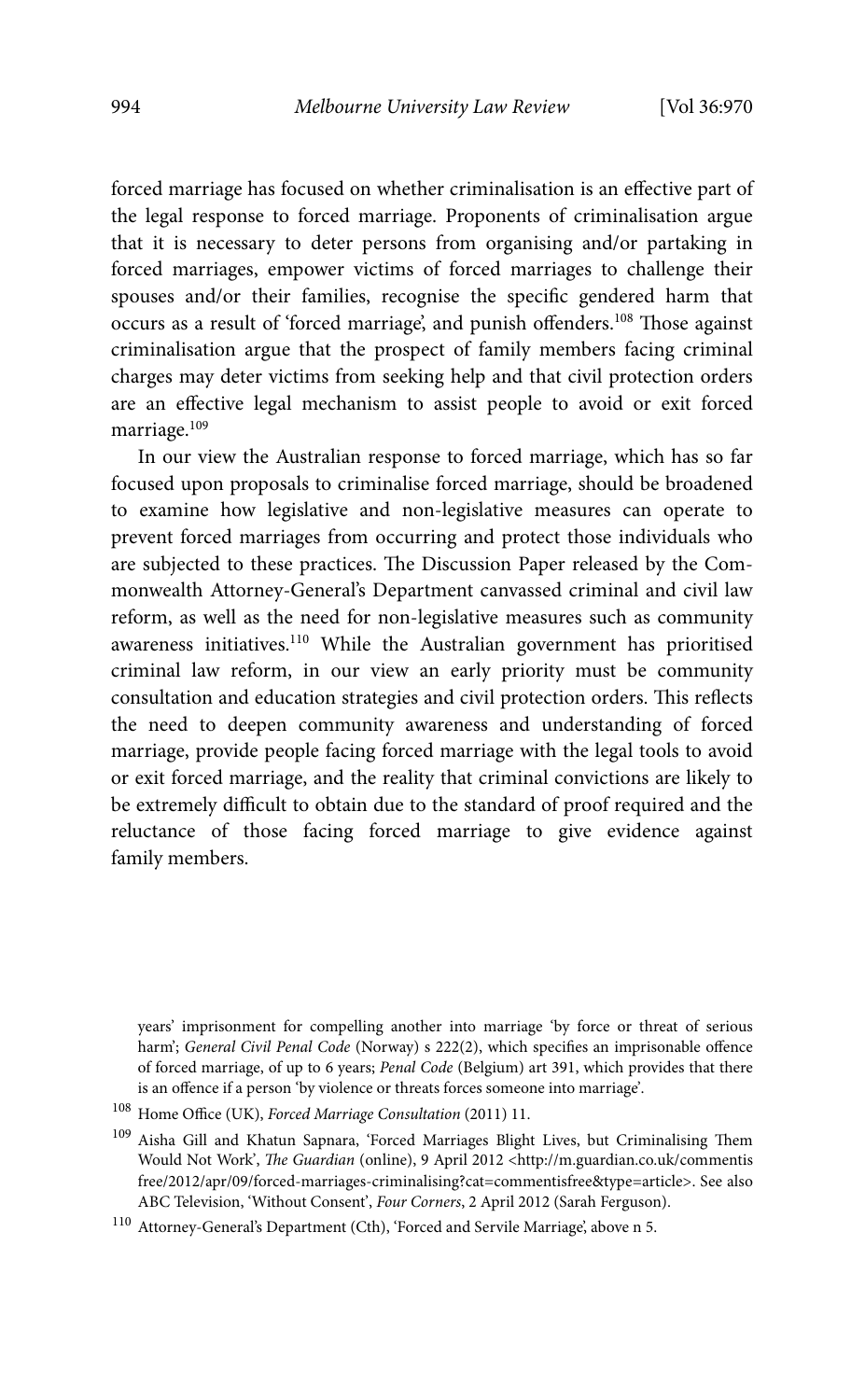forced marriage has focused on whether criminalisation is an effective part of the legal response to forced marriage. Proponents of criminalisation argue that it is necessary to deter persons from organising and/or partaking in forced marriages, empower victims of forced marriages to challenge their spouses and/or their families, recognise the specific gendered harm that occurs as a result of 'forced marriage', and punish offenders.[108] Those against criminalisation argue that the prospect of family members facing criminal charges may deter victims from seeking help and that civil protection orders are an effective legal mechanism to assist people to avoid or exit forced marriage.[109]

In our view the Australian response to forced marriage, which has so far focused upon proposals to criminalise forced marriage, should be broadened to examine how legislative and non-legislative measures can operate to prevent forced marriages from occurring and protect those individuals who are subjected to these practices. The Discussion Paper released by the Commonwealth Attorney-General's Department canvassed criminal and civil law reform, as well as the need for non-legislative measures such as community awareness initiatives.[110] While the Australian government has prioritised criminal law reform, in our view an early priority must be community consultation and education strategies and civil protection orders. This reflects the need to deepen community awareness and understanding of forced marriage, provide people facing forced marriage with the legal tools to avoid or exit forced marriage, and the reality that criminal convictions are likely to be extremely difficult to obtain due to the standard of proof required and the reluctance of those facing forced marriage to give evidence against family members.

years' imprisonment for compelling another into marriage 'by force or threat of serious harm'; *General Civil Penal Code* (Norway) s 222(2), which specifies an imprisonable offence of forced marriage, of up to 6 years; *Penal Code* (Belgium) art 391, which provides that there is an offence if a person 'by violence or threats forces someone into marriage'.

[108] Home Office (UK), *Forced Marriage Consultation* (2011) 11.

[109] Aisha Gill and Khatun Sapnara, 'Forced Marriages Blight Lives, but Criminalising Them Would Not Work', *The Guardian* (online), 9 April 2012 <http://m.guardian.co.uk/commentisfree/2012/apr/09/forced-marriages-criminalising?cat=commentisfree&type=article>. See also ABC Television, 'Without Consent', *Four Corners*, 2 April 2012 (Sarah Ferguson).

[110] Attorney-General's Department (Cth), 'Forced and Servile Marriage', above n 5.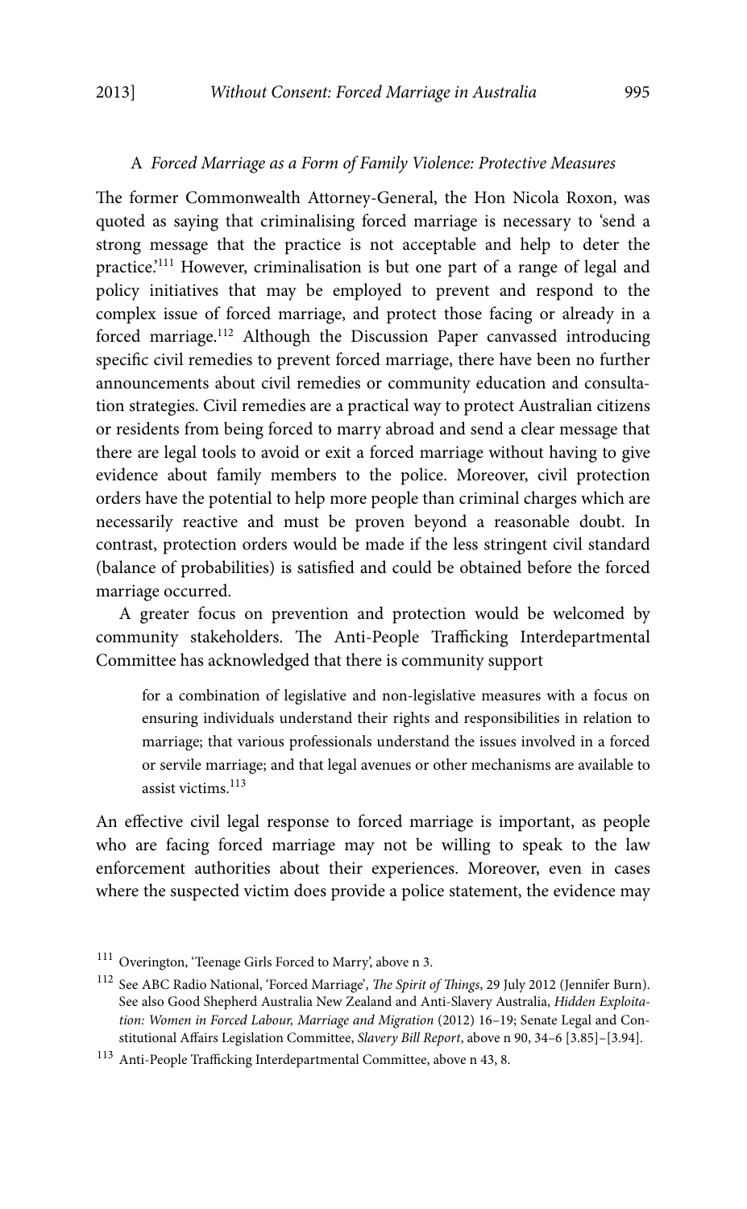### A *Forced Marriage as a Form of Family Violence: Protective Measures*

The former Commonwealth Attorney-General, the Hon Nicola Roxon, was quoted as saying that criminalising forced marriage is necessary to 'send a strong message that the practice is not acceptable and help to deter the practice.'[111] However, criminalisation is but one part of a range of legal and policy initiatives that may be employed to prevent and respond to the complex issue of forced marriage, and protect those facing or already in a forced marriage.[112] Although the Discussion Paper canvassed introducing specific civil remedies to prevent forced marriage, there have been no further announcements about civil remedies or community education and consultation strategies. Civil remedies are a practical way to protect Australian citizens or residents from being forced to marry abroad and send a clear message that there are legal tools to avoid or exit a forced marriage without having to give evidence about family members to the police. Moreover, civil protection orders have the potential to help more people than criminal charges which are necessarily reactive and must be proven beyond a reasonable doubt. In contrast, protection orders would be made if the less stringent civil standard (balance of probabilities) is satisfied and could be obtained before the forced marriage occurred.

A greater focus on prevention and protection would be welcomed by community stakeholders. The Anti-People Trafficking Interdepartmental Committee has acknowledged that there is community support

> for a combination of legislative and non-legislative measures with a focus on ensuring individuals understand their rights and responsibilities in relation to marriage; that various professionals understand the issues involved in a forced or servile marriage; and that legal avenues or other mechanisms are available to assist victims.[113]

An effective civil legal response to forced marriage is important, as people who are facing forced marriage may not be willing to speak to the law enforcement authorities about their experiences. Moreover, even in cases where the suspected victim does provide a police statement, the evidence may

---

[111] Overington, 'Teenage Girls Forced to Marry', above n 3.

[112] See ABC Radio National, 'Forced Marriage', *The Spirit of Things*, 29 July 2012 (Jennifer Burn). See also Good Shepherd Australia New Zealand and Anti-Slavery Australia, *Hidden Exploitation: Women in Forced Labour, Marriage and Migration* (2012) 16–19; Senate Legal and Constitutional Affairs Legislation Committee, *Slavery Bill Report*, above n 90, 34–6 [3.85]–[3.94].

[113] Anti-People Trafficking Interdepartmental Committee, above n 43, 8.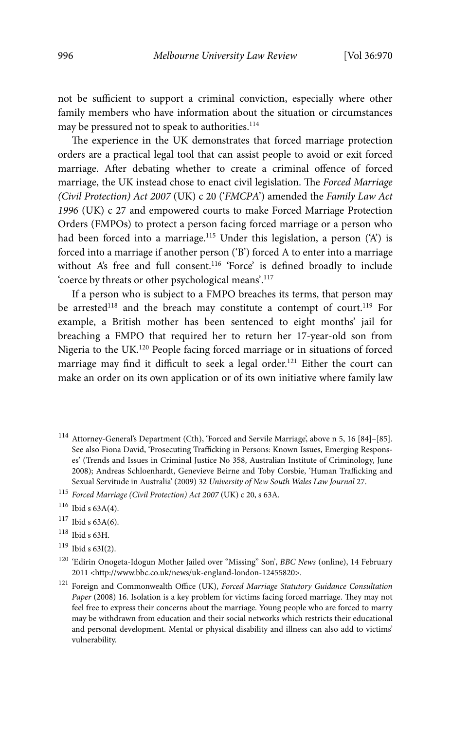not be sufficient to support a criminal conviction, especially where other family members who have information about the situation or circumstances may be pressured not to speak to authorities.[114]

The experience in the UK demonstrates that forced marriage protection orders are a practical legal tool that can assist people to avoid or exit forced marriage. After debating whether to create a criminal offence of forced marriage, the UK instead chose to enact civil legislation. The *Forced Marriage (Civil Protection) Act 2007* (UK) c 20 ('*FMCPA*') amended the *Family Law Act 1996* (UK) c 27 and empowered courts to make Forced Marriage Protection Orders (FMPOs) to protect a person facing forced marriage or a person who had been forced into a marriage.[115] Under this legislation, a person ('A') is forced into a marriage if another person ('B') forced A to enter into a marriage without A's free and full consent.[116] 'Force' is defined broadly to include 'coerce by threats or other psychological means'.[117]

If a person who is subject to a FMPO breaches its terms, that person may be arrested[118] and the breach may constitute a contempt of court.[119] For example, a British mother has been sentenced to eight months' jail for breaching a FMPO that required her to return her 17-year-old son from Nigeria to the UK.[120] People facing forced marriage or in situations of forced marriage may find it difficult to seek a legal order.[121] Either the court can make an order on its own application or of its own initiative where family law

---

[114] Attorney-General's Department (Cth), 'Forced and Servile Marriage', above n 5, 16 [84]–[85]. See also Fiona David, 'Prosecuting Trafficking in Persons: Known Issues, Emerging Responses' (Trends and Issues in Criminal Justice No 358, Australian Institute of Criminology, June 2008); Andreas Schloenhardt, Genevieve Beirne and Toby Corsbie, 'Human Trafficking and Sexual Servitude in Australia' (2009) 32 *University of New South Wales Law Journal* 27.

[115] *Forced Marriage (Civil Protection) Act 2007* (UK) c 20, s 63A.

[116] Ibid s 63A(4).

[117] Ibid s 63A(6).

[118] Ibid s 63H.

[119] Ibid s 63I(2).

[120] 'Edirin Onogeta-Idogun Mother Jailed over "Missing" Son', *BBC News* (online), 14 February 2011 <http://www.bbc.co.uk/news/uk-england-london-12455820>.

[121] Foreign and Commonwealth Office (UK), *Forced Marriage Statutory Guidance Consultation Paper* (2008) 16. Isolation is a key problem for victims facing forced marriage. They may not feel free to express their concerns about the marriage. Young people who are forced to marry may be withdrawn from education and their social networks which restricts their educational and personal development. Mental or physical disability and illness can also add to victims' vulnerability.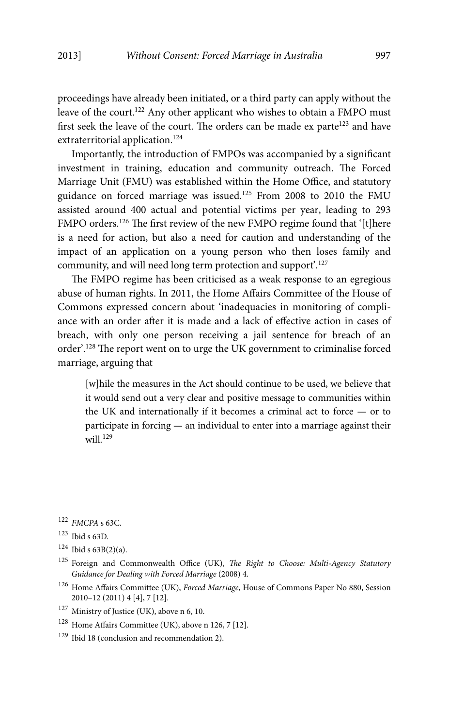proceedings have already been initiated, or a third party can apply without the leave of the court.[122] Any other applicant who wishes to obtain a FMPO must first seek the leave of the court. The orders can be made ex parte[123] and have extraterritorial application.[124]

Importantly, the introduction of FMPOs was accompanied by a significant investment in training, education and community outreach. The Forced Marriage Unit (FMU) was established within the Home Office, and statutory guidance on forced marriage was issued.[125] From 2008 to 2010 the FMU assisted around 400 actual and potential victims per year, leading to 293 FMPO orders.[126] The first review of the new FMPO regime found that '[t]here is a need for action, but also a need for caution and understanding of the impact of an application on a young person who then loses family and community, and will need long term protection and support'.[127]

The FMPO regime has been criticised as a weak response to an egregious abuse of human rights. In 2011, the Home Affairs Committee of the House of Commons expressed concern about 'inadequacies in monitoring of compliance with an order after it is made and a lack of effective action in cases of breach, with only one person receiving a jail sentence for breach of an order'.[128] The report went on to urge the UK government to criminalise forced marriage, arguing that

> [w]hile the measures in the Act should continue to be used, we believe that it would send out a very clear and positive message to communities within the UK and internationally if it becomes a criminal act to force — or to participate in forcing — an individual to enter into a marriage against their will.[129]

---

[122] *FMCPA* s 63C.

[123] Ibid s 63D.

[124] Ibid s 63B(2)(a).

[125] Foreign and Commonwealth Office (UK), *The Right to Choose: Multi-Agency Statutory Guidance for Dealing with Forced Marriage* (2008) 4.

[126] Home Affairs Committee (UK), *Forced Marriage*, House of Commons Paper No 880, Session 2010–12 (2011) 4 [4], 7 [12].

[127] Ministry of Justice (UK), above n 6, 10.

[128] Home Affairs Committee (UK), above n 126, 7 [12].

[129] Ibid 18 (conclusion and recommendation 2).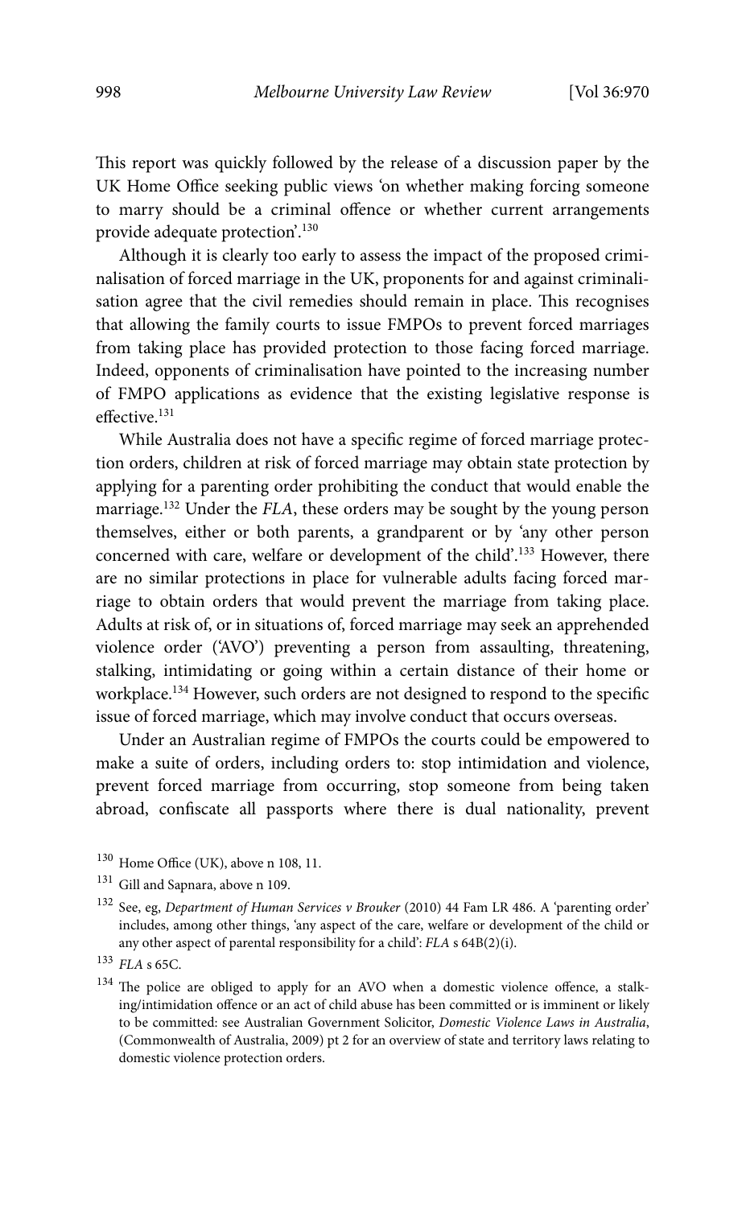This report was quickly followed by the release of a discussion paper by the UK Home Office seeking public views 'on whether making forcing someone to marry should be a criminal offence or whether current arrangements provide adequate protection'.[130]

Although it is clearly too early to assess the impact of the proposed criminalisation of forced marriage in the UK, proponents for and against criminalisation agree that the civil remedies should remain in place. This recognises that allowing the family courts to issue FMPOs to prevent forced marriages from taking place has provided protection to those facing forced marriage. Indeed, opponents of criminalisation have pointed to the increasing number of FMPO applications as evidence that the existing legislative response is effective.[131]

While Australia does not have a specific regime of forced marriage protection orders, children at risk of forced marriage may obtain state protection by applying for a parenting order prohibiting the conduct that would enable the marriage.[132] Under the *FLA*, these orders may be sought by the young person themselves, either or both parents, a grandparent or by 'any other person concerned with care, welfare or development of the child'.[133] However, there are no similar protections in place for vulnerable adults facing forced marriage to obtain orders that would prevent the marriage from taking place. Adults at risk of, or in situations of, forced marriage may seek an apprehended violence order ('AVO') preventing a person from assaulting, threatening, stalking, intimidating or going within a certain distance of their home or workplace.[134] However, such orders are not designed to respond to the specific issue of forced marriage, which may involve conduct that occurs overseas.

Under an Australian regime of FMPOs the courts could be empowered to make a suite of orders, including orders to: stop intimidation and violence, prevent forced marriage from occurring, stop someone from being taken abroad, confiscate all passports where there is dual nationality, prevent

---

[130] Home Office (UK), above n 108, 11.

[131] Gill and Sapnara, above n 109.

[132] See, eg, *Department of Human Services v Brouker* (2010) 44 Fam LR 486. A 'parenting order' includes, among other things, 'any aspect of the care, welfare or development of the child or any other aspect of parental responsibility for a child': *FLA* s 64B(2)(i).

[133] *FLA* s 65C.

[134] The police are obliged to apply for an AVO when a domestic violence offence, a stalking/intimidation offence or an act of child abuse has been committed or is imminent or likely to be committed: see Australian Government Solicitor, *Domestic Violence Laws in Australia*, (Commonwealth of Australia, 2009) pt 2 for an overview of state and territory laws relating to domestic violence protection orders.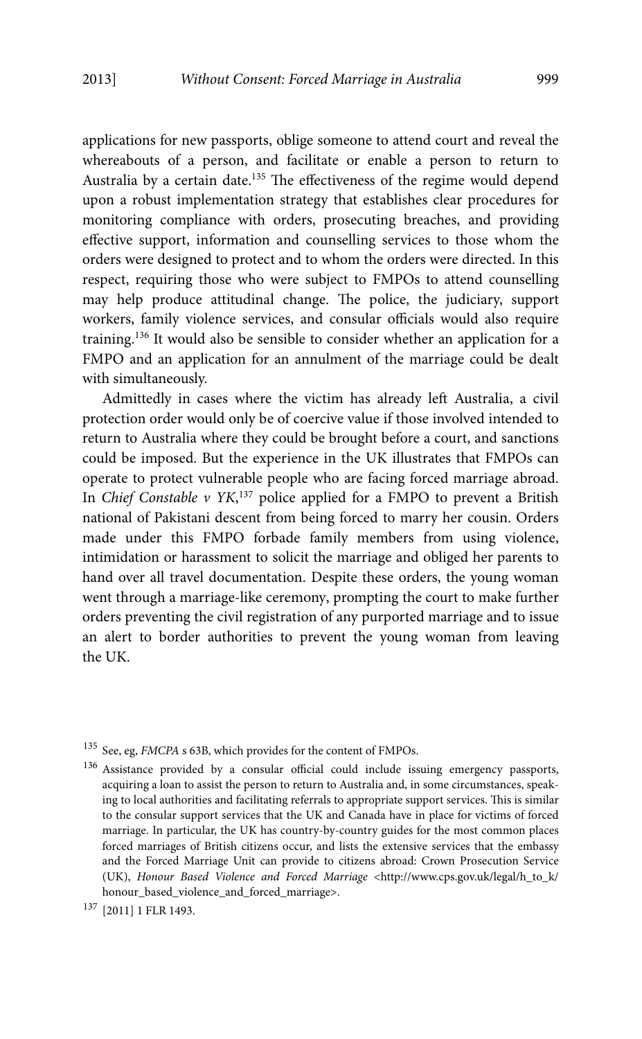applications for new passports, oblige someone to attend court and reveal the whereabouts of a person, and facilitate or enable a person to return to Australia by a certain date.[135] The effectiveness of the regime would depend upon a robust implementation strategy that establishes clear procedures for monitoring compliance with orders, prosecuting breaches, and providing effective support, information and counselling services to those whom the orders were designed to protect and to whom the orders were directed. In this respect, requiring those who were subject to FMPOs to attend counselling may help produce attitudinal change. The police, the judiciary, support workers, family violence services, and consular officials would also require training.[136] It would also be sensible to consider whether an application for a FMPO and an application for an annulment of the marriage could be dealt with simultaneously.

Admittedly in cases where the victim has already left Australia, a civil protection order would only be of coercive value if those involved intended to return to Australia where they could be brought before a court, and sanctions could be imposed. But the experience in the UK illustrates that FMPOs can operate to protect vulnerable people who are facing forced marriage abroad. In *Chief Constable v YK*,[137] police applied for a FMPO to prevent a British national of Pakistani descent from being forced to marry her cousin. Orders made under this FMPO forbade family members from using violence, intimidation or harassment to solicit the marriage and obliged her parents to hand over all travel documentation. Despite these orders, the young woman went through a marriage-like ceremony, prompting the court to make further orders preventing the civil registration of any purported marriage and to issue an alert to border authorities to prevent the young woman from leaving the UK.

---

[135] See, eg, *FMCPA* s 63B, which provides for the content of FMPOs.

[136] Assistance provided by a consular official could include issuing emergency passports, acquiring a loan to assist the person to return to Australia and, in some circumstances, speaking to local authorities and facilitating referrals to appropriate support services. This is similar to the consular support services that the UK and Canada have in place for victims of forced marriage. In particular, the UK has country-by-country guides for the most common places forced marriages of British citizens occur, and lists the extensive services that the embassy and the Forced Marriage Unit can provide to citizens abroad: Crown Prosecution Service (UK), *Honour Based Violence and Forced Marriage* <http://www.cps.gov.uk/legal/h_to_k/honour_based_violence_and_forced_marriage>.

[137] [2011] 1 FLR 1493.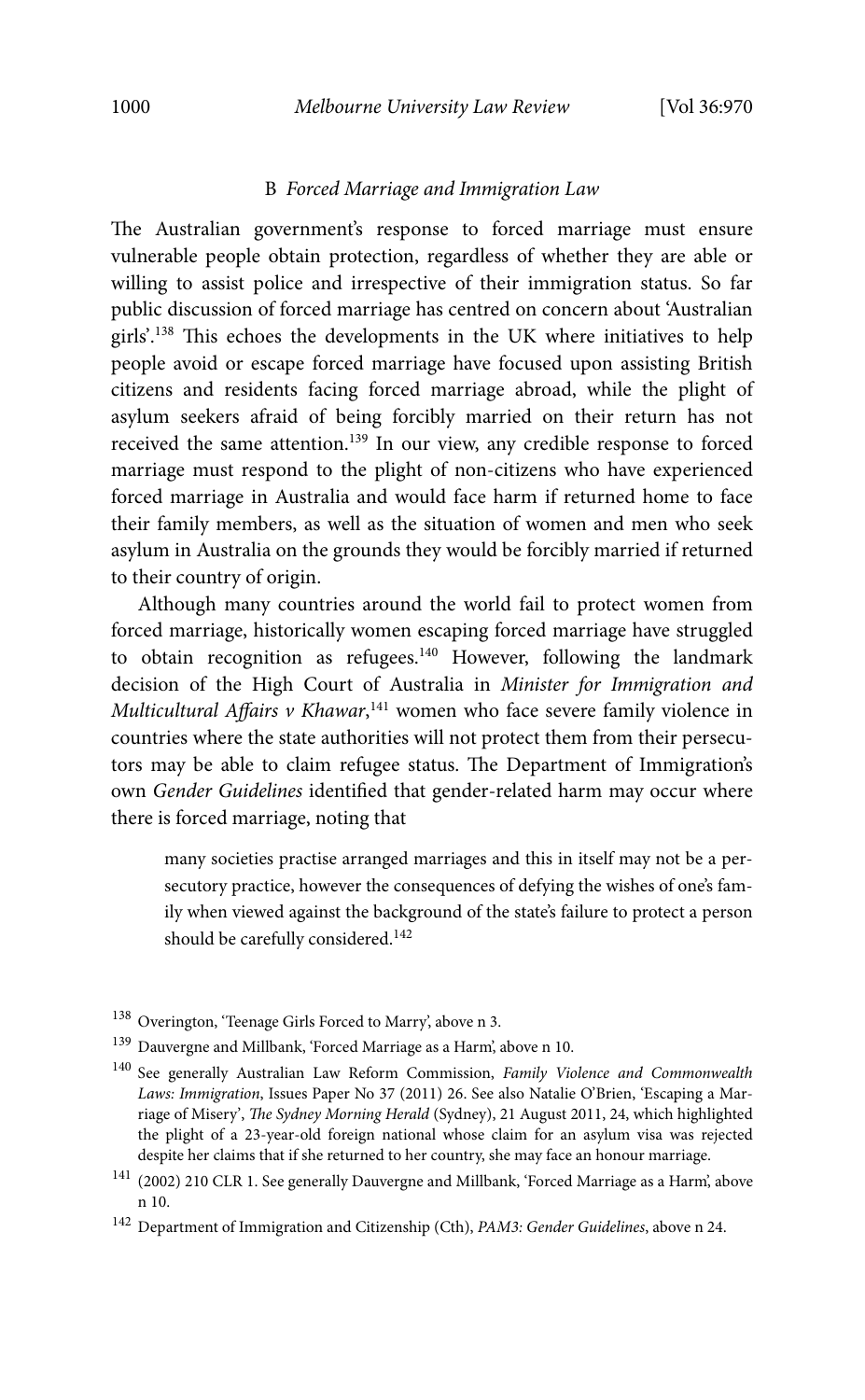### B *Forced Marriage and Immigration Law*

The Australian government's response to forced marriage must ensure vulnerable people obtain protection, regardless of whether they are able or willing to assist police and irrespective of their immigration status. So far public discussion of forced marriage has centred on concern about 'Australian girls'.[138] This echoes the developments in the UK where initiatives to help people avoid or escape forced marriage have focused upon assisting British citizens and residents facing forced marriage abroad, while the plight of asylum seekers afraid of being forcibly married on their return has not received the same attention.[139] In our view, any credible response to forced marriage must respond to the plight of non-citizens who have experienced forced marriage in Australia and would face harm if returned home to face their family members, as well as the situation of women and men who seek asylum in Australia on the grounds they would be forcibly married if returned to their country of origin.

Although many countries around the world fail to protect women from forced marriage, historically women escaping forced marriage have struggled to obtain recognition as refugees.[140] However, following the landmark decision of the High Court of Australia in *Minister for Immigration and Multicultural Affairs v Khawar*,[141] women who face severe family violence in countries where the state authorities will not protect them from their persecutors may be able to claim refugee status. The Department of Immigration's own *Gender Guidelines* identified that gender-related harm may occur where there is forced marriage, noting that

> many societies practise arranged marriages and this in itself may not be a persecutory practice, however the consequences of defying the wishes of one's family when viewed against the background of the state's failure to protect a person should be carefully considered.[142]

---

[138] Overington, 'Teenage Girls Forced to Marry', above n 3.

[139] Dauvergne and Millbank, 'Forced Marriage as a Harm', above n 10.

[140] See generally Australian Law Reform Commission, *Family Violence and Commonwealth Laws: Immigration*, Issues Paper No 37 (2011) 26. See also Natalie O'Brien, 'Escaping a Marriage of Misery', *The Sydney Morning Herald* (Sydney), 21 August 2011, 24, which highlighted the plight of a 23-year-old foreign national whose claim for an asylum visa was rejected despite her claims that if she returned to her country, she may face an honour marriage.

[141] (2002) 210 CLR 1. See generally Dauvergne and Millbank, 'Forced Marriage as a Harm', above n 10.

[142] Department of Immigration and Citizenship (Cth), *PAM3: Gender Guidelines*, above n 24.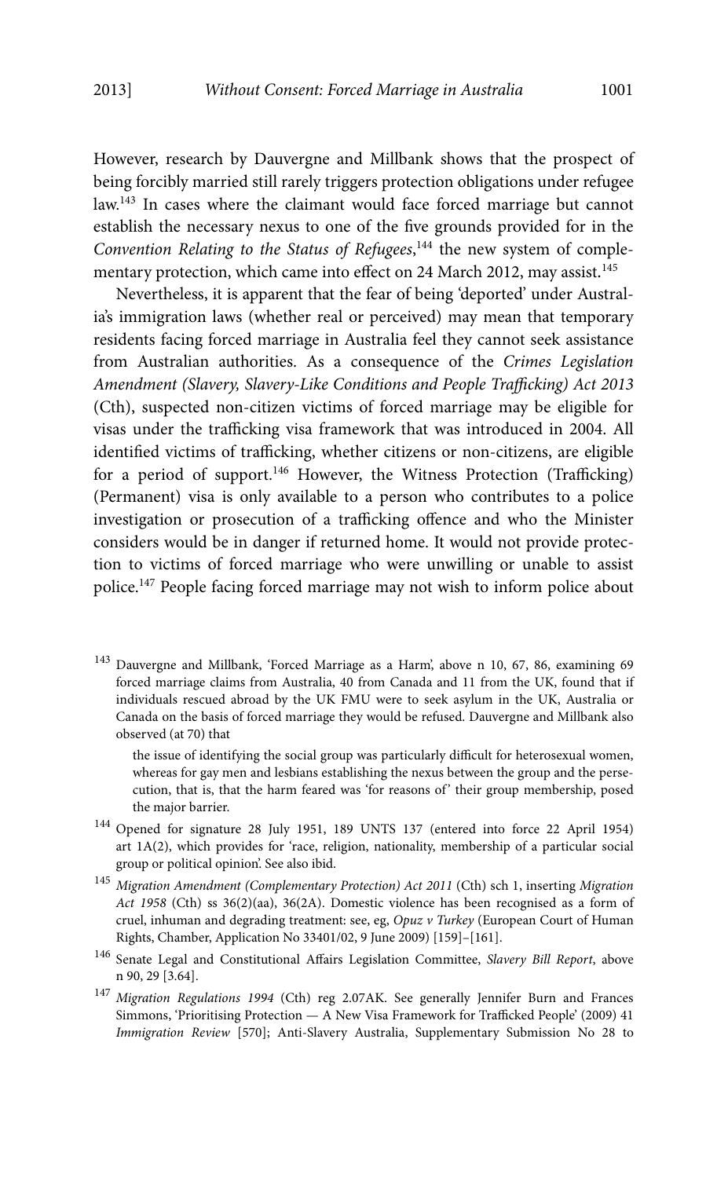However, research by Dauvergne and Millbank shows that the prospect of being forcibly married still rarely triggers protection obligations under refugee law.[143] In cases where the claimant would face forced marriage but cannot establish the necessary nexus to one of the five grounds provided for in the *Convention Relating to the Status of Refugees*,[144] the new system of complementary protection, which came into effect on 24 March 2012, may assist.[145]

Nevertheless, it is apparent that the fear of being 'deported' under Australia's immigration laws (whether real or perceived) may mean that temporary residents facing forced marriage in Australia feel they cannot seek assistance from Australian authorities. As a consequence of the *Crimes Legislation Amendment (Slavery, Slavery-Like Conditions and People Trafficking) Act 2013* (Cth), suspected non-citizen victims of forced marriage may be eligible for visas under the trafficking visa framework that was introduced in 2004. All identified victims of trafficking, whether citizens or non-citizens, are eligible for a period of support.[146] However, the Witness Protection (Trafficking) (Permanent) visa is only available to a person who contributes to a police investigation or prosecution of a trafficking offence and who the Minister considers would be in danger if returned home. It would not provide protection to victims of forced marriage who were unwilling or unable to assist police.[147] People facing forced marriage may not wish to inform police about

---

[143] Dauvergne and Millbank, 'Forced Marriage as a Harm', above n 10, 67, 86, examining 69 forced marriage claims from Australia, 40 from Canada and 11 from the UK, found that if individuals rescued abroad by the UK FMU were to seek asylum in the UK, Australia or Canada on the basis of forced marriage they would be refused. Dauvergne and Millbank also observed (at 70) that

> the issue of identifying the social group was particularly difficult for heterosexual women, whereas for gay men and lesbians establishing the nexus between the group and the persecution, that is, that the harm feared was 'for reasons of' their group membership, posed the major barrier.

[144] Opened for signature 28 July 1951, 189 UNTS 137 (entered into force 22 April 1954) art 1A(2), which provides for 'race, religion, nationality, membership of a particular social group or political opinion'. See also ibid.

[145] *Migration Amendment (Complementary Protection) Act 2011* (Cth) sch 1, inserting *Migration Act 1958* (Cth) ss 36(2)(aa), 36(2A). Domestic violence has been recognised as a form of cruel, inhuman and degrading treatment: see, eg, *Opuz v Turkey* (European Court of Human Rights, Chamber, Application No 33401/02, 9 June 2009) [159]–[161].

[146] Senate Legal and Constitutional Affairs Legislation Committee, *Slavery Bill Report*, above n 90, 29 [3.64].

[147] *Migration Regulations 1994* (Cth) reg 2.07AK. See generally Jennifer Burn and Frances Simmons, 'Prioritising Protection — A New Visa Framework for Trafficked People' (2009) 41 *Immigration Review* [570]; Anti-Slavery Australia, Supplementary Submission No 28 to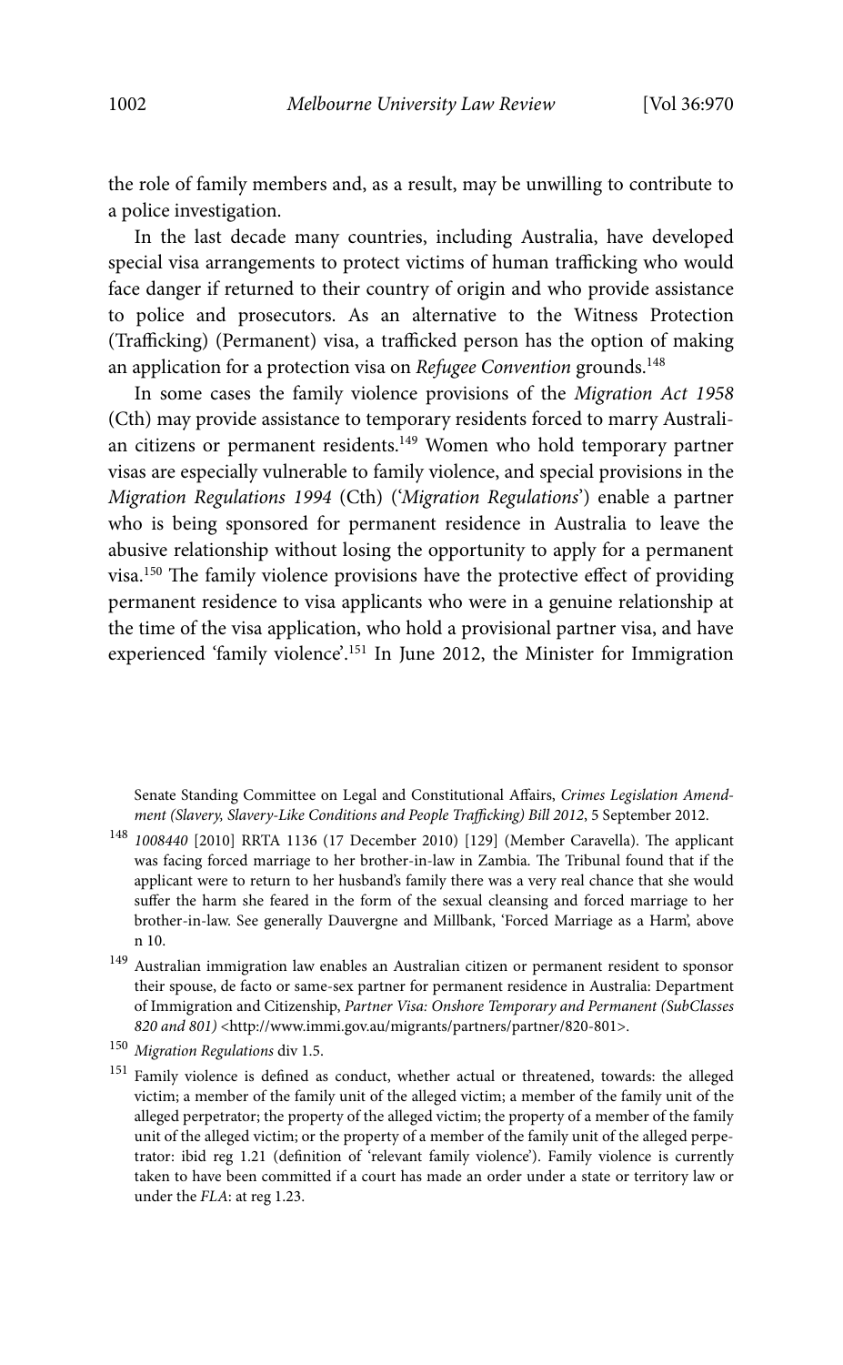the role of family members and, as a result, may be unwilling to contribute to a police investigation.

In the last decade many countries, including Australia, have developed special visa arrangements to protect victims of human trafficking who would face danger if returned to their country of origin and who provide assistance to police and prosecutors. As an alternative to the Witness Protection (Trafficking) (Permanent) visa, a trafficked person has the option of making an application for a protection visa on *Refugee Convention* grounds.[148]

In some cases the family violence provisions of the *Migration Act 1958* (Cth) may provide assistance to temporary residents forced to marry Australian citizens or permanent residents.[149] Women who hold temporary partner visas are especially vulnerable to family violence, and special provisions in the *Migration Regulations 1994* (Cth) ('*Migration Regulations*') enable a partner who is being sponsored for permanent residence in Australia to leave the abusive relationship without losing the opportunity to apply for a permanent visa.[150] The family violence provisions have the protective effect of providing permanent residence to visa applicants who were in a genuine relationship at the time of the visa application, who hold a provisional partner visa, and have experienced 'family violence'.[151] In June 2012, the Minister for Immigration

---

Senate Standing Committee on Legal and Constitutional Affairs, *Crimes Legislation Amendment (Slavery, Slavery-Like Conditions and People Trafficking) Bill 2012*, 5 September 2012.

[148] *1008440* [2010] RRTA 1136 (17 December 2010) [129] (Member Caravella). The applicant was facing forced marriage to her brother-in-law in Zambia. The Tribunal found that if the applicant were to return to her husband's family there was a very real chance that she would suffer the harm she feared in the form of the sexual cleansing and forced marriage to her brother-in-law. See generally Dauvergne and Millbank, 'Forced Marriage as a Harm', above n 10.

[149] Australian immigration law enables an Australian citizen or permanent resident to sponsor their spouse, de facto or same-sex partner for permanent residence in Australia: Department of Immigration and Citizenship, *Partner Visa: Onshore Temporary and Permanent (SubClasses 820 and 801)* <http://www.immi.gov.au/migrants/partners/partner/820-801>.

[150] *Migration Regulations* div 1.5.

[151] Family violence is defined as conduct, whether actual or threatened, towards: the alleged victim; a member of the family unit of the alleged victim; a member of the family unit of the alleged perpetrator; the property of the alleged victim; the property of a member of the family unit of the alleged victim; or the property of a member of the family unit of the alleged perpetrator: ibid reg 1.21 (definition of 'relevant family violence'). Family violence is currently taken to have been committed if a court has made an order under a state or territory law or under the *FLA*: at reg 1.23.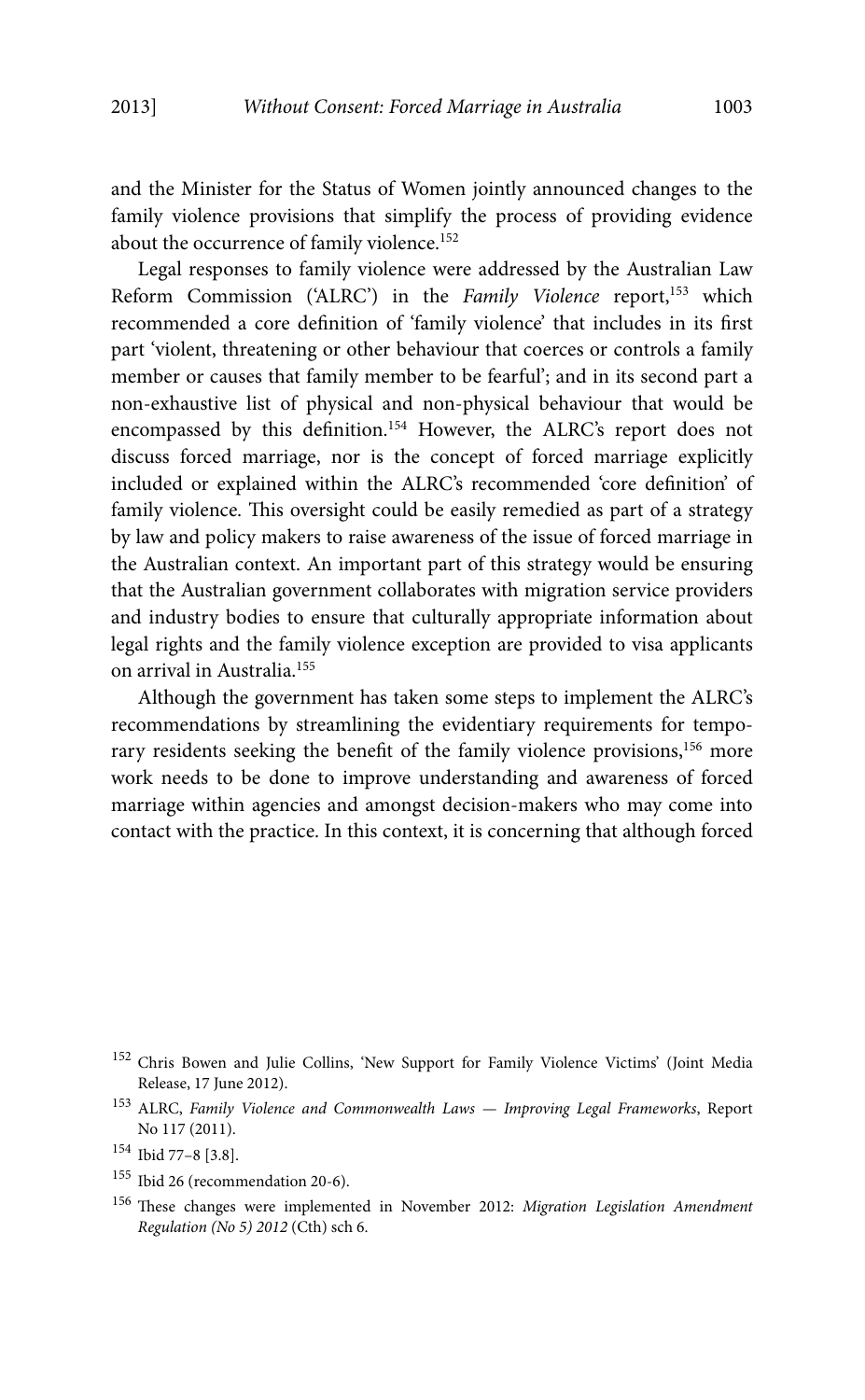and the Minister for the Status of Women jointly announced changes to the family violence provisions that simplify the process of providing evidence about the occurrence of family violence.[152]

Legal responses to family violence were addressed by the Australian Law Reform Commission ('ALRC') in the *Family Violence* report,[153] which recommended a core definition of 'family violence' that includes in its first part 'violent, threatening or other behaviour that coerces or controls a family member or causes that family member to be fearful'; and in its second part a non-exhaustive list of physical and non-physical behaviour that would be encompassed by this definition.[154] However, the ALRC's report does not discuss forced marriage, nor is the concept of forced marriage explicitly included or explained within the ALRC's recommended 'core definition' of family violence. This oversight could be easily remedied as part of a strategy by law and policy makers to raise awareness of the issue of forced marriage in the Australian context. An important part of this strategy would be ensuring that the Australian government collaborates with migration service providers and industry bodies to ensure that culturally appropriate information about legal rights and the family violence exception are provided to visa applicants on arrival in Australia.[155]

Although the government has taken some steps to implement the ALRC's recommendations by streamlining the evidentiary requirements for temporary residents seeking the benefit of the family violence provisions,[156] more work needs to be done to improve understanding and awareness of forced marriage within agencies and amongst decision-makers who may come into contact with the practice. In this context, it is concerning that although forced

---

[152] Chris Bowen and Julie Collins, 'New Support for Family Violence Victims' (Joint Media Release, 17 June 2012).

[153] ALRC, *Family Violence and Commonwealth Laws — Improving Legal Frameworks*, Report No 117 (2011).

[154] Ibid 77–8 [3.8].

[155] Ibid 26 (recommendation 20-6).

[156] These changes were implemented in November 2012: *Migration Legislation Amendment Regulation (No 5) 2012* (Cth) sch 6.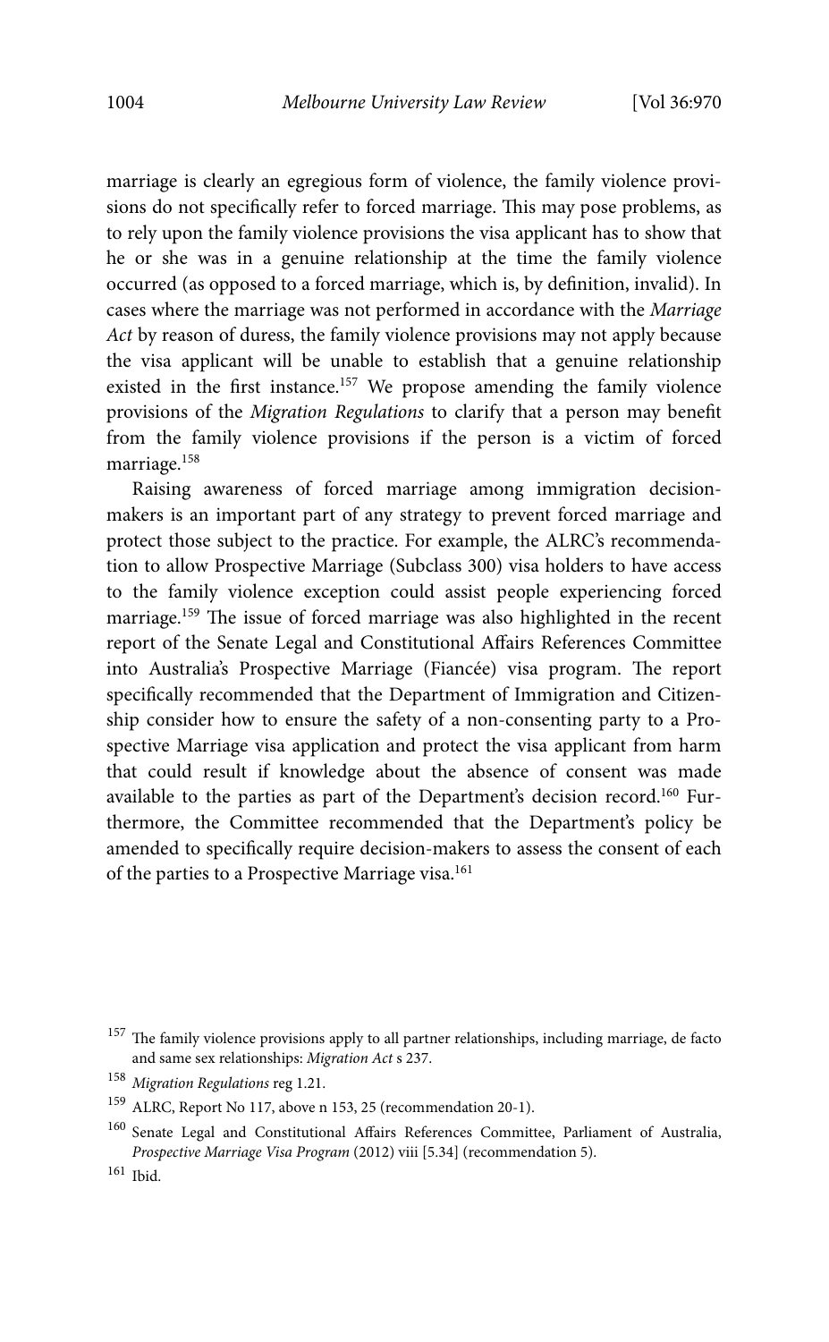marriage is clearly an egregious form of violence, the family violence provisions do not specifically refer to forced marriage. This may pose problems, as to rely upon the family violence provisions the visa applicant has to show that he or she was in a genuine relationship at the time the family violence occurred (as opposed to a forced marriage, which is, by definition, invalid). In cases where the marriage was not performed in accordance with the *Marriage Act* by reason of duress, the family violence provisions may not apply because the visa applicant will be unable to establish that a genuine relationship existed in the first instance.[157] We propose amending the family violence provisions of the *Migration Regulations* to clarify that a person may benefit from the family violence provisions if the person is a victim of forced marriage.[158]

Raising awareness of forced marriage among immigration decision-makers is an important part of any strategy to prevent forced marriage and protect those subject to the practice. For example, the ALRC's recommendation to allow Prospective Marriage (Subclass 300) visa holders to have access to the family violence exception could assist people experiencing forced marriage.[159] The issue of forced marriage was also highlighted in the recent report of the Senate Legal and Constitutional Affairs References Committee into Australia's Prospective Marriage (Fiancée) visa program. The report specifically recommended that the Department of Immigration and Citizenship consider how to ensure the safety of a non-consenting party to a Prospective Marriage visa application and protect the visa applicant from harm that could result if knowledge about the absence of consent was made available to the parties as part of the Department's decision record.[160] Furthermore, the Committee recommended that the Department's policy be amended to specifically require decision-makers to assess the consent of each of the parties to a Prospective Marriage visa.[161]

---

[157] The family violence provisions apply to all partner relationships, including marriage, de facto and same sex relationships: *Migration Act* s 237.

[158] *Migration Regulations* reg 1.21.

[159] ALRC, Report No 117, above n 153, 25 (recommendation 20-1).

[160] Senate Legal and Constitutional Affairs References Committee, Parliament of Australia, *Prospective Marriage Visa Program* (2012) viii [5.34] (recommendation 5).

[161] Ibid.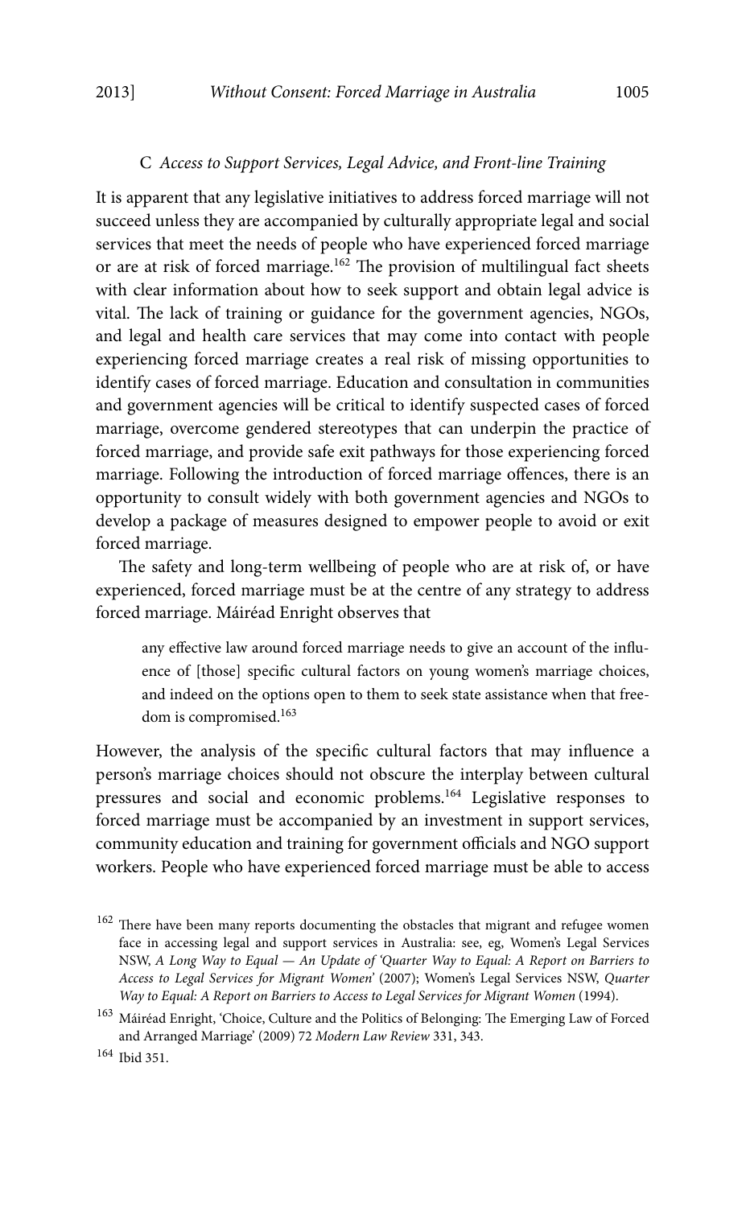### C *Access to Support Services, Legal Advice, and Front-line Training*

It is apparent that any legislative initiatives to address forced marriage will not succeed unless they are accompanied by culturally appropriate legal and social services that meet the needs of people who have experienced forced marriage or are at risk of forced marriage.[162] The provision of multilingual fact sheets with clear information about how to seek support and obtain legal advice is vital. The lack of training or guidance for the government agencies, NGOs, and legal and health care services that may come into contact with people experiencing forced marriage creates a real risk of missing opportunities to identify cases of forced marriage. Education and consultation in communities and government agencies will be critical to identify suspected cases of forced marriage, overcome gendered stereotypes that can underpin the practice of forced marriage, and provide safe exit pathways for those experiencing forced marriage. Following the introduction of forced marriage offences, there is an opportunity to consult widely with both government agencies and NGOs to develop a package of measures designed to empower people to avoid or exit forced marriage.

The safety and long-term wellbeing of people who are at risk of, or have experienced, forced marriage must be at the centre of any strategy to address forced marriage. Máiréad Enright observes that

> any effective law around forced marriage needs to give an account of the influence of [those] specific cultural factors on young women's marriage choices, and indeed on the options open to them to seek state assistance when that freedom is compromised.[163]

However, the analysis of the specific cultural factors that may influence a person's marriage choices should not obscure the interplay between cultural pressures and social and economic problems.[164] Legislative responses to forced marriage must be accompanied by an investment in support services, community education and training for government officials and NGO support workers. People who have experienced forced marriage must be able to access

---

[162] There have been many reports documenting the obstacles that migrant and refugee women face in accessing legal and support services in Australia: see, eg, Women's Legal Services NSW, *A Long Way to Equal — An Update of 'Quarter Way to Equal: A Report on Barriers to Access to Legal Services for Migrant Women'* (2007); Women's Legal Services NSW, *Quarter Way to Equal: A Report on Barriers to Access to Legal Services for Migrant Women* (1994).

[163] Máiréad Enright, 'Choice, Culture and the Politics of Belonging: The Emerging Law of Forced and Arranged Marriage' (2009) 72 *Modern Law Review* 331, 343.

[164] Ibid 351.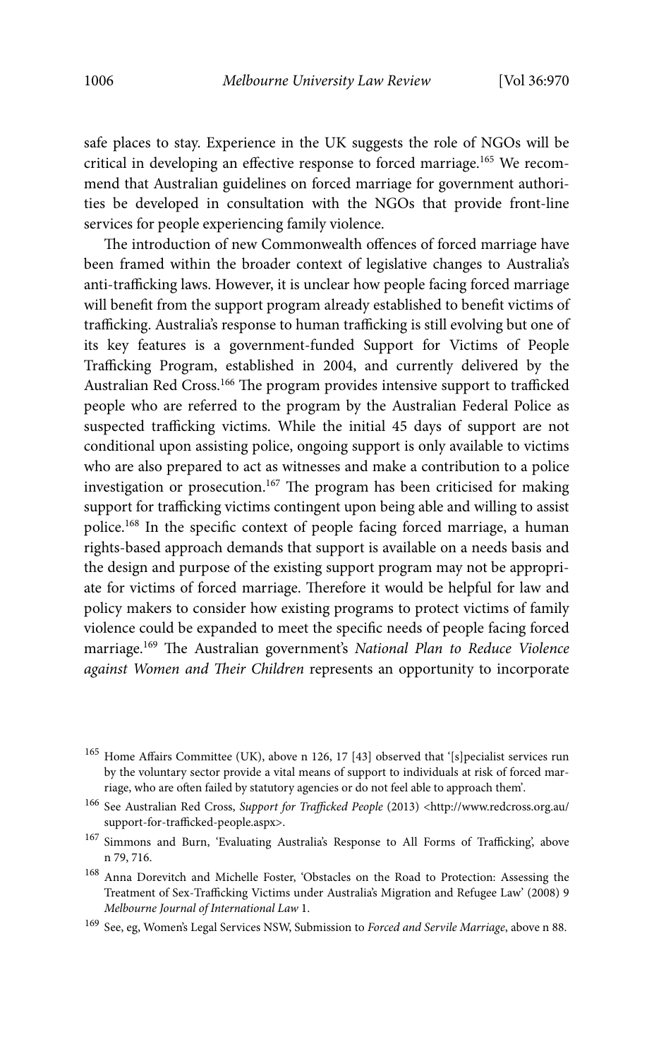safe places to stay. Experience in the UK suggests the role of NGOs will be critical in developing an effective response to forced marriage.[165] We recommend that Australian guidelines on forced marriage for government authorities be developed in consultation with the NGOs that provide front-line services for people experiencing family violence.

The introduction of new Commonwealth offences of forced marriage have been framed within the broader context of legislative changes to Australia's anti-trafficking laws. However, it is unclear how people facing forced marriage will benefit from the support program already established to benefit victims of trafficking. Australia's response to human trafficking is still evolving but one of its key features is a government-funded Support for Victims of People Trafficking Program, established in 2004, and currently delivered by the Australian Red Cross.[166] The program provides intensive support to trafficked people who are referred to the program by the Australian Federal Police as suspected trafficking victims. While the initial 45 days of support are not conditional upon assisting police, ongoing support is only available to victims who are also prepared to act as witnesses and make a contribution to a police investigation or prosecution.[167] The program has been criticised for making support for trafficking victims contingent upon being able and willing to assist police.[168] In the specific context of people facing forced marriage, a human rights-based approach demands that support is available on a needs basis and the design and purpose of the existing support program may not be appropriate for victims of forced marriage. Therefore it would be helpful for law and policy makers to consider how existing programs to protect victims of family violence could be expanded to meet the specific needs of people facing forced marriage.[169] The Australian government's *National Plan to Reduce Violence against Women and Their Children* represents an opportunity to incorporate

---

[165] Home Affairs Committee (UK), above n 126, 17 [43] observed that '[s]pecialist services run by the voluntary sector provide a vital means of support to individuals at risk of forced marriage, who are often failed by statutory agencies or do not feel able to approach them'.

[166] See Australian Red Cross, *Support for Trafficked People* (2013) <http://www.redcross.org.au/support-for-trafficked-people.aspx>.

[167] Simmons and Burn, 'Evaluating Australia's Response to All Forms of Trafficking', above n 79, 716.

[168] Anna Dorevitch and Michelle Foster, 'Obstacles on the Road to Protection: Assessing the Treatment of Sex-Trafficking Victims under Australia's Migration and Refugee Law' (2008) 9 *Melbourne Journal of International Law* 1.

[169] See, eg, Women's Legal Services NSW, Submission to *Forced and Servile Marriage*, above n 88.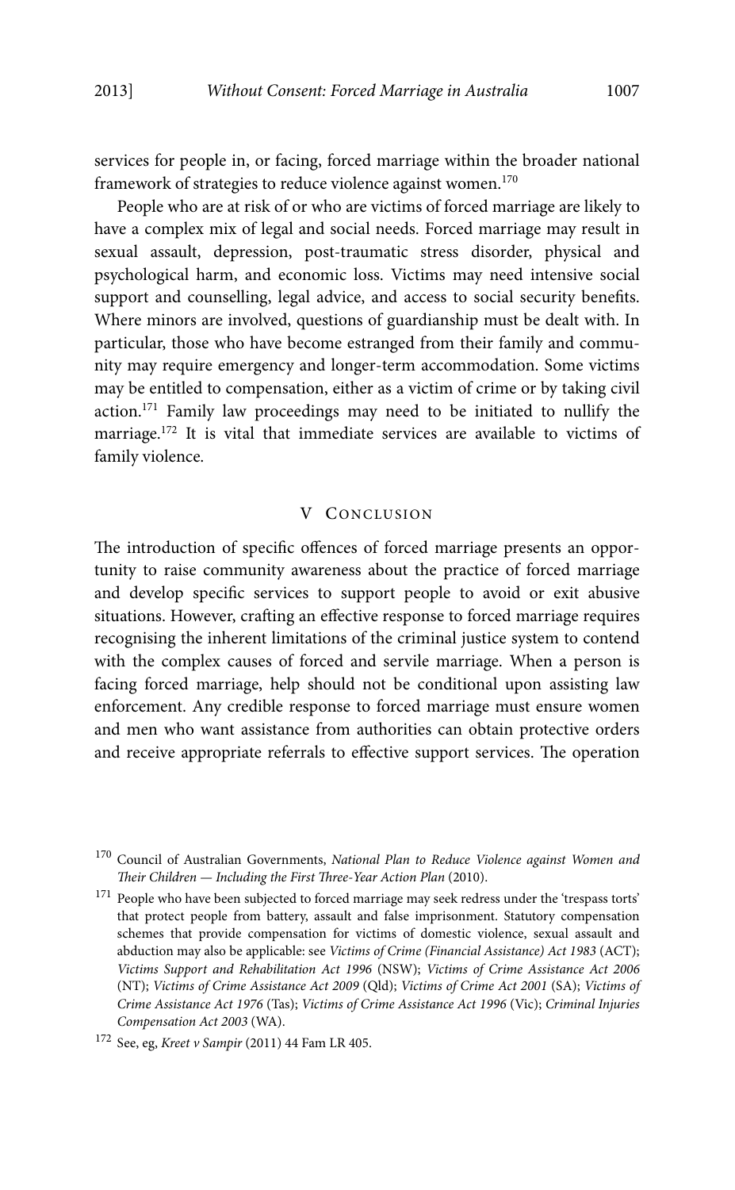services for people in, or facing, forced marriage within the broader national framework of strategies to reduce violence against women.[170]

People who are at risk of or who are victims of forced marriage are likely to have a complex mix of legal and social needs. Forced marriage may result in sexual assault, depression, post-traumatic stress disorder, physical and psychological harm, and economic loss. Victims may need intensive social support and counselling, legal advice, and access to social security benefits. Where minors are involved, questions of guardianship must be dealt with. In particular, those who have become estranged from their family and community may require emergency and longer-term accommodation. Some victims may be entitled to compensation, either as a victim of crime or by taking civil action.[171] Family law proceedings may need to be initiated to nullify the marriage.[172] It is vital that immediate services are available to victims of family violence.

## V CONCLUSION

The introduction of specific offences of forced marriage presents an opportunity to raise community awareness about the practice of forced marriage and develop specific services to support people to avoid or exit abusive situations. However, crafting an effective response to forced marriage requires recognising the inherent limitations of the criminal justice system to contend with the complex causes of forced and servile marriage. When a person is facing forced marriage, help should not be conditional upon assisting law enforcement. Any credible response to forced marriage must ensure women and men who want assistance from authorities can obtain protective orders and receive appropriate referrals to effective support services. The operation

---

[170] Council of Australian Governments, *National Plan to Reduce Violence against Women and Their Children — Including the First Three-Year Action Plan* (2010).

[171] People who have been subjected to forced marriage may seek redress under the 'trespass torts' that protect people from battery, assault and false imprisonment. Statutory compensation schemes that provide compensation for victims of domestic violence, sexual assault and abduction may also be applicable: see *Victims of Crime (Financial Assistance) Act 1983* (ACT); *Victims Support and Rehabilitation Act 1996* (NSW); *Victims of Crime Assistance Act 2006* (NT); *Victims of Crime Assistance Act 2009* (Qld); *Victims of Crime Act 2001* (SA); *Victims of Crime Assistance Act 1976* (Tas); *Victims of Crime Assistance Act 1996* (Vic); *Criminal Injuries Compensation Act 2003* (WA).

[172] See, eg, *Kreet v Sampir* (2011) 44 Fam LR 405.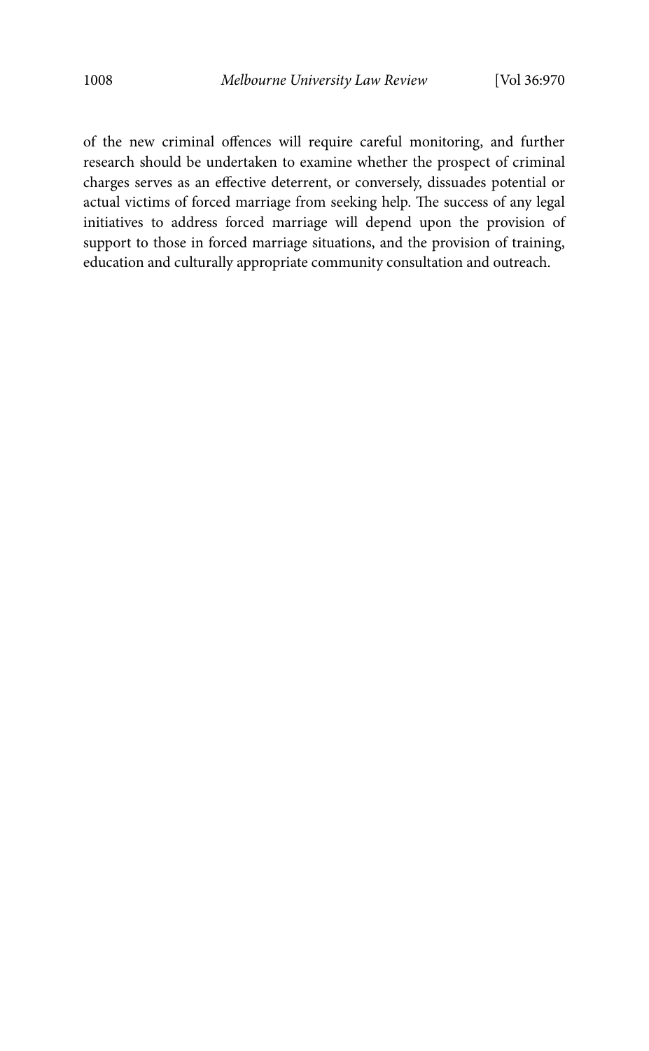of the new criminal offences will require careful monitoring, and further research should be undertaken to examine whether the prospect of criminal charges serves as an effective deterrent, or conversely, dissuades potential or actual victims of forced marriage from seeking help. The success of any legal initiatives to address forced marriage will depend upon the provision of support to those in forced marriage situations, and the provision of training, education and culturally appropriate community consultation and outreach.